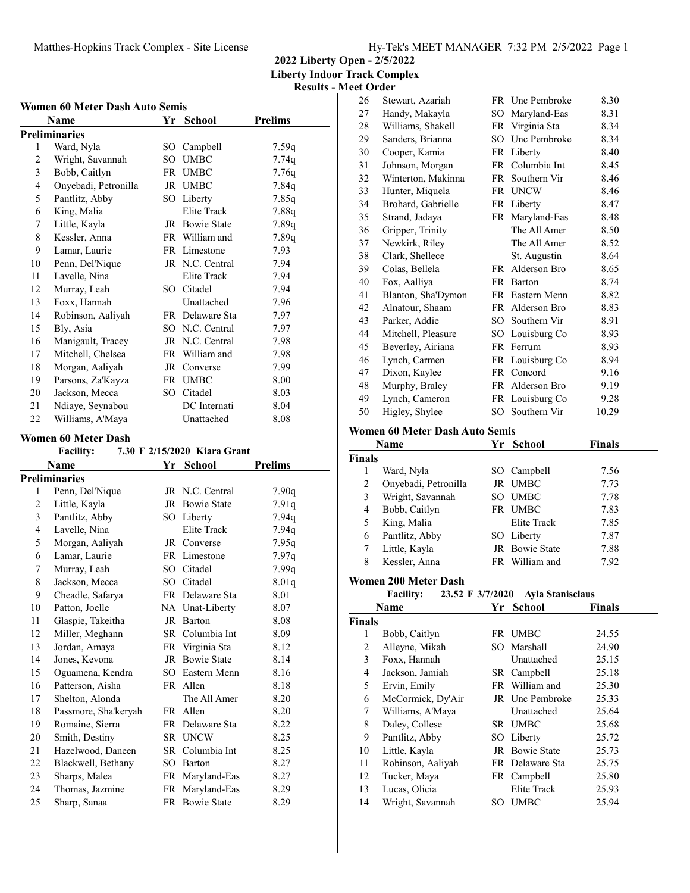# 2022 Liberty Open - 2/5/2022

**Liberty Indoor Track Complex**

**Results - Meet Order**

## Women 60 Meter Dash Auto Semis

| | Name | Yr | School | Prelims |
|---|---|---|---|---|
| **Preliminaries** | | | | |
| 1 | Ward, Nyla | SO | Campbell | 7.59q |
| 2 | Wright, Savannah | SO | UMBC | 7.74q |
| 3 | Bobb, Caitlyn | FR | UMBC | 7.76q |
| 4 | Onyebadi, Petronilla | JR | UMBC | 7.84q |
| 5 | Pantlitz, Abby | SO | Liberty | 7.85q |
| 6 | King, Malia | | Elite Track | 7.88q |
| 7 | Little, Kayla | JR | Bowie State | 7.89q |
| 8 | Kessler, Anna | FR | William and | 7.89q |
| 9 | Lamar, Laurie | FR | Limestone | 7.93 |
| 10 | Penn, Del'Nique | JR | N.C. Central | 7.94 |
| 11 | Lavelle, Nina | | Elite Track | 7.94 |
| 12 | Murray, Leah | SO | Citadel | 7.94 |
| 13 | Foxx, Hannah | | Unattached | 7.96 |
| 14 | Robinson, Aaliyah | FR | Delaware Sta | 7.97 |
| 15 | Bly, Asia | SO | N.C. Central | 7.97 |
| 16 | Manigault, Tracey | JR | N.C. Central | 7.98 |
| 17 | Mitchell, Chelsea | FR | William and | 7.98 |
| 18 | Morgan, Aaliyah | JR | Converse | 7.99 |
| 19 | Parsons, Za'Kayza | FR | UMBC | 8.00 |
| 20 | Jackson, Mecca | SO | Citadel | 8.03 |
| 21 | Ndiaye, Seynabou | | DC Internati | 8.04 |
| 22 | Williams, A'Maya | | Unattached | 8.08 |

## Women 60 Meter Dash

**Facility:** 7.30 F 2/15/2020 Kiara Grant

| | Name | Yr | School | Prelims |
|---|---|---|---|---|
| **Preliminaries** | | | | |
| 1 | Penn, Del'Nique | JR | N.C. Central | 7.90q |
| 2 | Little, Kayla | JR | Bowie State | 7.91q |
| 3 | Pantlitz, Abby | SO | Liberty | 7.94q |
| 4 | Lavelle, Nina | | Elite Track | 7.94q |
| 5 | Morgan, Aaliyah | JR | Converse | 7.95q |
| 6 | Lamar, Laurie | FR | Limestone | 7.97q |
| 7 | Murray, Leah | SO | Citadel | 7.99q |
| 8 | Jackson, Mecca | SO | Citadel | 8.01q |
| 9 | Cheadle, Safarya | FR | Delaware Sta | 8.01 |
| 10 | Patton, Joelle | NA | Unat-Liberty | 8.07 |
| 11 | Glaspie, Takeitha | JR | Barton | 8.08 |
| 12 | Miller, Meghann | SR | Columbia Int | 8.09 |
| 13 | Jordan, Amaya | FR | Virginia Sta | 8.12 |
| 14 | Jones, Kevona | JR | Bowie State | 8.14 |
| 15 | Oguamena, Kendra | SO | Eastern Menn | 8.16 |
| 16 | Patterson, Aisha | FR | Allen | 8.18 |
| 17 | Shelton, Alonda | | The All Amer | 8.20 |
| 18 | Passmore, Sha'keryah | FR | Allen | 8.20 |
| 19 | Romaine, Sierra | FR | Delaware Sta | 8.22 |
| 20 | Smith, Destiny | SR | UNCW | 8.25 |
| 21 | Hazelwood, Daneen | SR | Columbia Int | 8.25 |
| 22 | Blackwell, Bethany | SO | Barton | 8.27 |
| 23 | Sharps, Malea | FR | Maryland-Eas | 8.27 |
| 24 | Thomas, Jazmine | FR | Maryland-Eas | 8.29 |
| 25 | Sharp, Sanaa | FR | Bowie State | 8.29 |
| 26 | Stewart, Azariah | FR | Unc Pembroke | 8.30 |
| 27 | Handy, Makayla | SO | Maryland-Eas | 8.31 |
| 28 | Williams, Shakell | FR | Virginia Sta | 8.34 |
| 29 | Sanders, Brianna | SO | Unc Pembroke | 8.34 |
| 30 | Cooper, Kamia | FR | Liberty | 8.40 |
| 31 | Johnson, Morgan | FR | Columbia Int | 8.45 |
| 32 | Winterton, Makinna | FR | Southern Vir | 8.46 |
| 33 | Hunter, Miquela | FR | UNCW | 8.46 |
| 34 | Brohard, Gabrielle | FR | Liberty | 8.47 |
| 35 | Strand, Jadaya | FR | Maryland-Eas | 8.48 |
| 36 | Gripper, Trinity | | The All Amer | 8.50 |
| 37 | Newkirk, Riley | | The All Amer | 8.52 |
| 38 | Clark, Shellece | | St. Augustin | 8.64 |
| 39 | Colas, Bellela | FR | Alderson Bro | 8.65 |
| 40 | Fox, Aalliya | FR | Barton | 8.74 |
| 41 | Blanton, Sha'Dymon | FR | Eastern Menn | 8.82 |
| 42 | Alnatour, Shaam | FR | Alderson Bro | 8.83 |
| 43 | Parker, Addie | SO | Southern Vir | 8.91 |
| 44 | Mitchell, Pleasure | SO | Louisburg Co | 8.93 |
| 45 | Beverley, Airiana | FR | Ferrum | 8.93 |
| 46 | Lynch, Carmen | FR | Louisburg Co | 8.94 |
| 47 | Dixon, Kaylee | FR | Concord | 9.16 |
| 48 | Murphy, Braley | FR | Alderson Bro | 9.19 |
| 49 | Lynch, Cameron | FR | Louisburg Co | 9.28 |
| 50 | Higley, Shylee | SO | Southern Vir | 10.29 |

## Women 60 Meter Dash Auto Semis

| | Name | Yr | School | Finals |
|---|---|---|---|---|
| **Finals** | | | | |
| 1 | Ward, Nyla | SO | Campbell | 7.56 |
| 2 | Onyebadi, Petronilla | JR | UMBC | 7.73 |
| 3 | Wright, Savannah | SO | UMBC | 7.78 |
| 4 | Bobb, Caitlyn | FR | UMBC | 7.83 |
| 5 | King, Malia | | Elite Track | 7.85 |
| 6 | Pantlitz, Abby | SO | Liberty | 7.87 |
| 7 | Little, Kayla | JR | Bowie State | 7.88 |
| 8 | Kessler, Anna | FR | William and | 7.92 |

## Women 200 Meter Dash

**Facility:** 23.52 F 3/7/2020 Ayla Stanisclaus

| | Name | Yr | School | Finals |
|---|---|---|---|---|
| **Finals** | | | | |
| 1 | Bobb, Caitlyn | FR | UMBC | 24.55 |
| 2 | Alleyne, Mikah | SO | Marshall | 24.90 |
| 3 | Foxx, Hannah | | Unattached | 25.15 |
| 4 | Jackson, Jamiah | SR | Campbell | 25.18 |
| 5 | Ervin, Emily | FR | William and | 25.30 |
| 6 | McCormick, Dy'Air | JR | Unc Pembroke | 25.33 |
| 7 | Williams, A'Maya | | Unattached | 25.64 |
| 8 | Daley, Collese | SR | UMBC | 25.68 |
| 9 | Pantlitz, Abby | SO | Liberty | 25.72 |
| 10 | Little, Kayla | JR | Bowie State | 25.73 |
| 11 | Robinson, Aaliyah | FR | Delaware Sta | 25.75 |
| 12 | Tucker, Maya | FR | Campbell | 25.80 |
| 13 | Lucas, Olicia | | Elite Track | 25.93 |
| 14 | Wright, Savannah | SO | UMBC | 25.94 |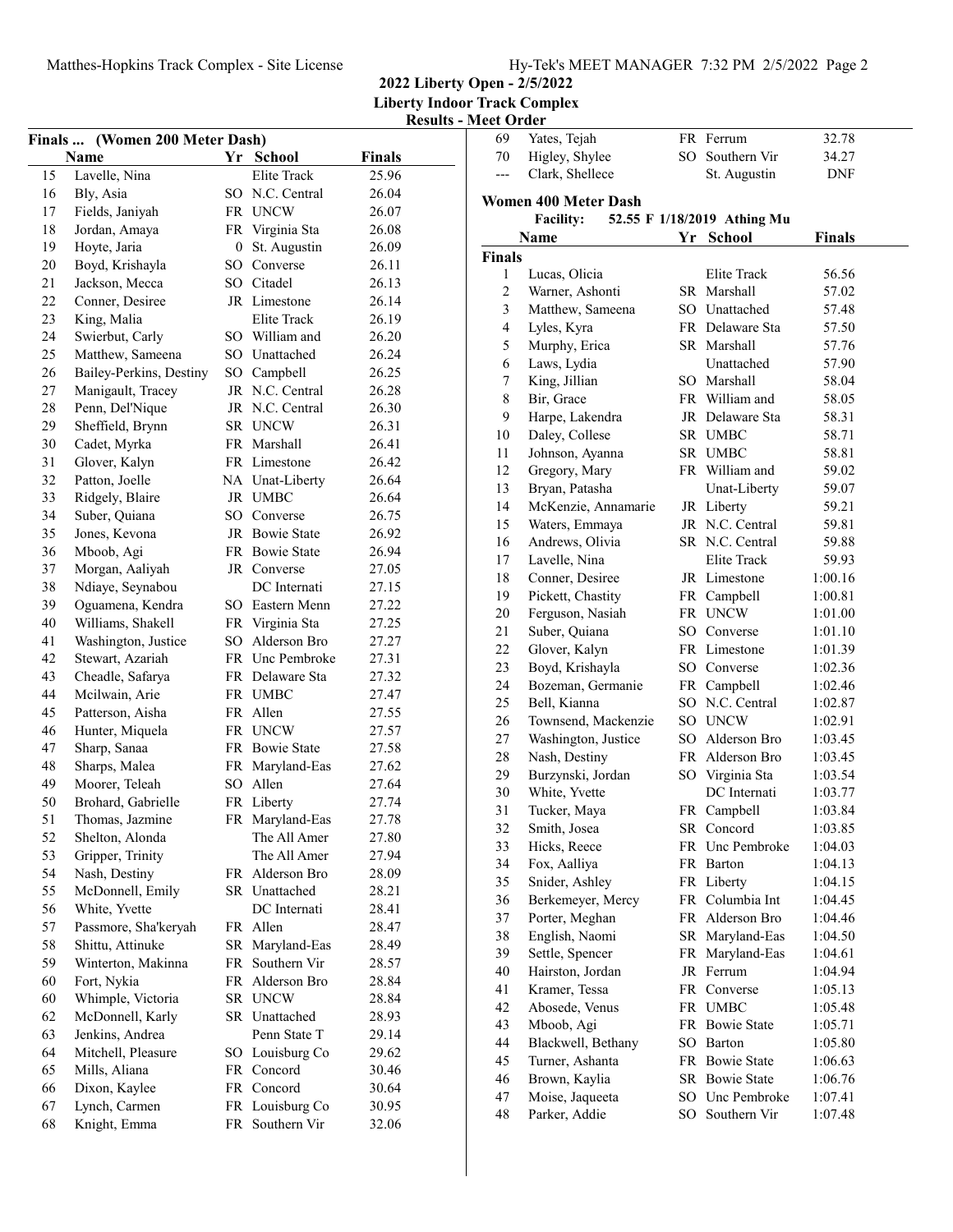**2022 Liberty Open - 2/5/2022**
**Liberty Indoor Track Complex**
**Results - Meet Order**

### Finals ... (Women 200 Meter Dash)

| | Name | Yr | School | Finals |
|---|---|---|---|---|
| 15 | Lavelle, Nina | | Elite Track | 25.96 |
| 16 | Bly, Asia | SO | N.C. Central | 26.04 |
| 17 | Fields, Janiyah | FR | UNCW | 26.07 |
| 18 | Jordan, Amaya | FR | Virginia Sta | 26.08 |
| 19 | Hoyte, Jaria | 0 | St. Augustin | 26.09 |
| 20 | Boyd, Krishayla | SO | Converse | 26.11 |
| 21 | Jackson, Mecca | SO | Citadel | 26.13 |
| 22 | Conner, Desiree | JR | Limestone | 26.14 |
| 23 | King, Malia | | Elite Track | 26.19 |
| 24 | Swierbut, Carly | SO | William and | 26.20 |
| 25 | Matthew, Sameena | SO | Unattached | 26.24 |
| 26 | Bailey-Perkins, Destiny | SO | Campbell | 26.25 |
| 27 | Manigault, Tracey | JR | N.C. Central | 26.28 |
| 28 | Penn, Del'Nique | JR | N.C. Central | 26.30 |
| 29 | Sheffield, Brynn | SR | UNCW | 26.31 |
| 30 | Cadet, Myrka | FR | Marshall | 26.41 |
| 31 | Glover, Kalyn | FR | Limestone | 26.42 |
| 32 | Patton, Joelle | NA | Unat-Liberty | 26.64 |
| 33 | Ridgely, Blaire | JR | UMBC | 26.64 |
| 34 | Suber, Quiana | SO | Converse | 26.75 |
| 35 | Jones, Kevona | JR | Bowie State | 26.92 |
| 36 | Mboob, Agi | FR | Bowie State | 26.94 |
| 37 | Morgan, Aaliyah | JR | Converse | 27.05 |
| 38 | Ndiaye, Seynabou | | DC Internati | 27.15 |
| 39 | Oguamena, Kendra | SO | Eastern Menn | 27.22 |
| 40 | Williams, Shakell | FR | Virginia Sta | 27.25 |
| 41 | Washington, Justice | SO | Alderson Bro | 27.27 |
| 42 | Stewart, Azariah | FR | Unc Pembroke | 27.31 |
| 43 | Cheadle, Safarya | FR | Delaware Sta | 27.32 |
| 44 | Mcilwain, Arie | FR | UMBC | 27.47 |
| 45 | Patterson, Aisha | FR | Allen | 27.55 |
| 46 | Hunter, Miquela | FR | UNCW | 27.57 |
| 47 | Sharp, Sanaa | FR | Bowie State | 27.58 |
| 48 | Sharps, Malea | FR | Maryland-Eas | 27.62 |
| 49 | Moorer, Teleah | SO | Allen | 27.64 |
| 50 | Brohard, Gabrielle | FR | Liberty | 27.74 |
| 51 | Thomas, Jazmine | FR | Maryland-Eas | 27.78 |
| 52 | Shelton, Alonda | | The All Amer | 27.80 |
| 53 | Gripper, Trinity | | The All Amer | 27.94 |
| 54 | Nash, Destiny | FR | Alderson Bro | 28.09 |
| 55 | McDonnell, Emily | SR | Unattached | 28.21 |
| 56 | White, Yvette | | DC Internati | 28.41 |
| 57 | Passmore, Sha'keryah | FR | Allen | 28.47 |
| 58 | Shittu, Attinuke | SR | Maryland-Eas | 28.49 |
| 59 | Winterton, Makinna | FR | Southern Vir | 28.57 |
| 60 | Fort, Nykia | FR | Alderson Bro | 28.84 |
| 60 | Whimple, Victoria | SR | UNCW | 28.84 |
| 62 | McDonnell, Karly | SR | Unattached | 28.93 |
| 63 | Jenkins, Andrea | | Penn State T | 29.14 |
| 64 | Mitchell, Pleasure | SO | Louisburg Co | 29.62 |
| 65 | Mills, Aliana | FR | Concord | 30.46 |
| 66 | Dixon, Kaylee | FR | Concord | 30.64 |
| 67 | Lynch, Carmen | FR | Louisburg Co | 30.95 |
| 68 | Knight, Emma | FR | Southern Vir | 32.06 |
| 69 | Yates, Tejah | FR | Ferrum | 32.78 |
| 70 | Higley, Shylee | SO | Southern Vir | 34.27 |
| --- | Clark, Shellece | | St. Augustin | DNF |

### Women 400 Meter Dash

**Facility:** 52.55 F 1/18/2019 Athing Mu

**Finals**

| | Name | Yr | School | Finals |
|---|---|---|---|---|
| 1 | Lucas, Olicia | | Elite Track | 56.56 |
| 2 | Warner, Ashonti | SR | Marshall | 57.02 |
| 3 | Matthew, Sameena | SO | Unattached | 57.48 |
| 4 | Lyles, Kyra | FR | Delaware Sta | 57.50 |
| 5 | Murphy, Erica | SR | Marshall | 57.76 |
| 6 | Laws, Lydia | | Unattached | 57.90 |
| 7 | King, Jillian | SO | Marshall | 58.04 |
| 8 | Bir, Grace | FR | William and | 58.05 |
| 9 | Harpe, Lakendra | JR | Delaware Sta | 58.31 |
| 10 | Daley, Collese | SR | UMBC | 58.71 |
| 11 | Johnson, Ayanna | SR | UMBC | 58.81 |
| 12 | Gregory, Mary | FR | William and | 59.02 |
| 13 | Bryan, Patasha | | Unat-Liberty | 59.07 |
| 14 | McKenzie, Annamarie | JR | Liberty | 59.21 |
| 15 | Waters, Emmaya | JR | N.C. Central | 59.81 |
| 16 | Andrews, Olivia | SR | N.C. Central | 59.88 |
| 17 | Lavelle, Nina | | Elite Track | 59.93 |
| 18 | Conner, Desiree | JR | Limestone | 1:00.16 |
| 19 | Pickett, Chastity | FR | Campbell | 1:00.81 |
| 20 | Ferguson, Nasiah | FR | UNCW | 1:01.00 |
| 21 | Suber, Quiana | SO | Converse | 1:01.10 |
| 22 | Glover, Kalyn | FR | Limestone | 1:01.39 |
| 23 | Boyd, Krishayla | SO | Converse | 1:02.36 |
| 24 | Bozeman, Germanie | FR | Campbell | 1:02.46 |
| 25 | Bell, Kianna | SO | N.C. Central | 1:02.87 |
| 26 | Townsend, Mackenzie | SO | UNCW | 1:02.91 |
| 27 | Washington, Justice | SO | Alderson Bro | 1:03.45 |
| 28 | Nash, Destiny | FR | Alderson Bro | 1:03.45 |
| 29 | Burzynski, Jordan | SO | Virginia Sta | 1:03.54 |
| 30 | White, Yvette | | DC Internati | 1:03.77 |
| 31 | Tucker, Maya | FR | Campbell | 1:03.84 |
| 32 | Smith, Josea | SR | Concord | 1:03.85 |
| 33 | Hicks, Reece | FR | Unc Pembroke | 1:04.03 |
| 34 | Fox, Aalliya | FR | Barton | 1:04.13 |
| 35 | Snider, Ashley | FR | Liberty | 1:04.15 |
| 36 | Berkemeyer, Mercy | FR | Columbia Int | 1:04.45 |
| 37 | Porter, Meghan | FR | Alderson Bro | 1:04.46 |
| 38 | English, Naomi | SR | Maryland-Eas | 1:04.50 |
| 39 | Settle, Spencer | FR | Maryland-Eas | 1:04.61 |
| 40 | Hairston, Jordan | JR | Ferrum | 1:04.94 |
| 41 | Kramer, Tessa | FR | Converse | 1:05.13 |
| 42 | Abosede, Venus | FR | UMBC | 1:05.48 |
| 43 | Mboob, Agi | FR | Bowie State | 1:05.71 |
| 44 | Blackwell, Bethany | SO | Barton | 1:05.80 |
| 45 | Turner, Ashanta | FR | Bowie State | 1:06.63 |
| 46 | Brown, Kaylia | SR | Bowie State | 1:06.76 |
| 47 | Moise, Jaqueeta | SO | Unc Pembroke | 1:07.41 |
| 48 | Parker, Addie | SO | Southern Vir | 1:07.48 |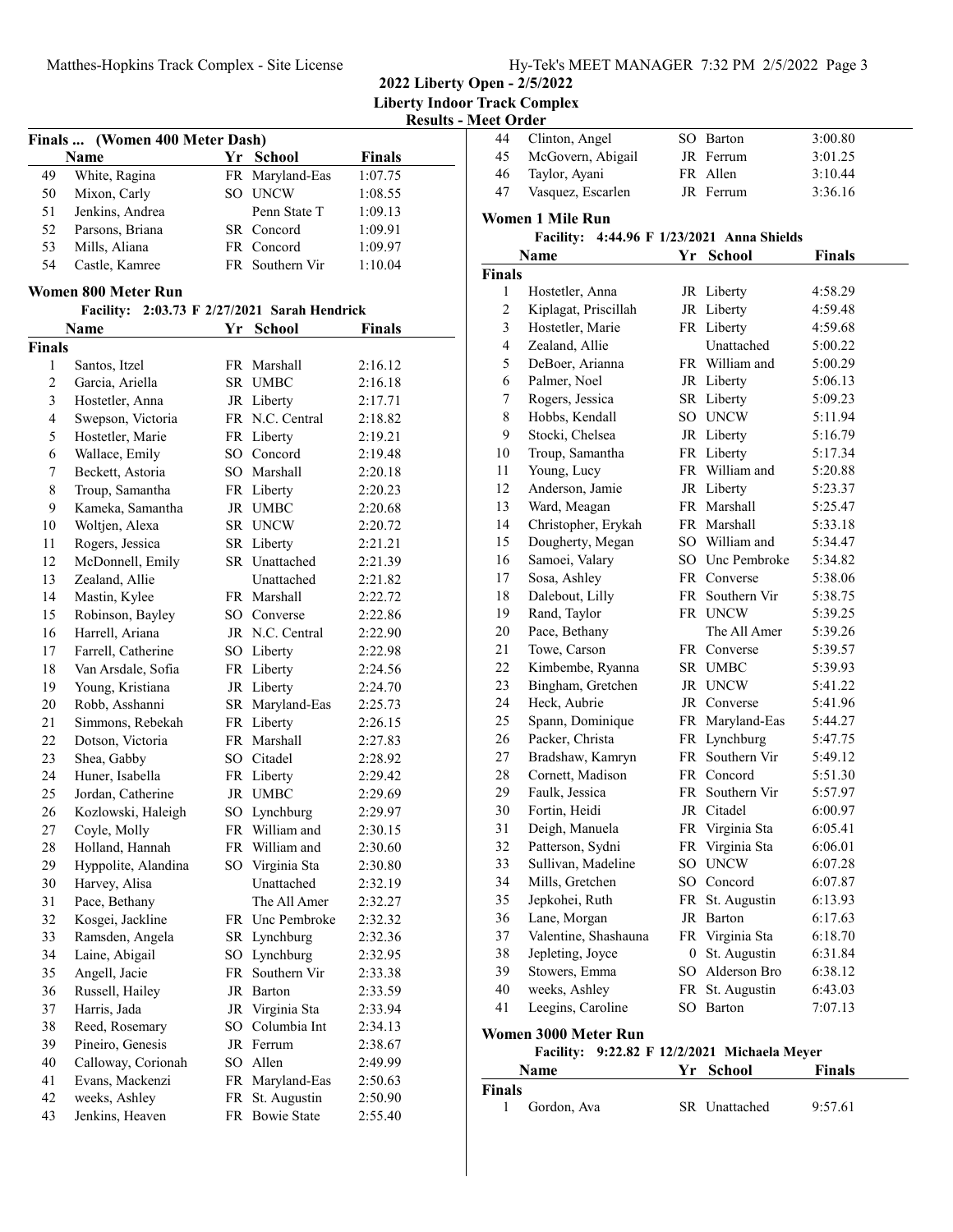## 2022 Liberty Open - 2/5/2022

### Liberty Indoor Track Complex

#### Results - Meet Order

**Finals ... (Women 400 Meter Dash)**

| | Name | Yr | School | Finals |
|---|---|---|---|---|
| 49 | White, Ragina | FR | Maryland-Eas | 1:07.75 |
| 50 | Mixon, Carly | SO | UNCW | 1:08.55 |
| 51 | Jenkins, Andrea | | Penn State T | 1:09.13 |
| 52 | Parsons, Briana | SR | Concord | 1:09.91 |
| 53 | Mills, Aliana | FR | Concord | 1:09.97 |
| 54 | Castle, Kamree | FR | Southern Vir | 1:10.04 |

### Women 800 Meter Run

**Facility: 2:03.73 F 2/27/2021 Sarah Hendrick**

| | Name | Yr | School | Finals |
|---|---|---|---|---|
| **Finals** | | | | |
| 1 | Santos, Itzel | FR | Marshall | 2:16.12 |
| 2 | Garcia, Ariella | SR | UMBC | 2:16.18 |
| 3 | Hostetler, Anna | JR | Liberty | 2:17.71 |
| 4 | Swepson, Victoria | FR | N.C. Central | 2:18.82 |
| 5 | Hostetler, Marie | FR | Liberty | 2:19.21 |
| 6 | Wallace, Emily | SO | Concord | 2:19.48 |
| 7 | Beckett, Astoria | SO | Marshall | 2:20.18 |
| 8 | Troup, Samantha | FR | Liberty | 2:20.23 |
| 9 | Kameka, Samantha | JR | UMBC | 2:20.68 |
| 10 | Woltjen, Alexa | SR | UNCW | 2:20.72 |
| 11 | Rogers, Jessica | SR | Liberty | 2:21.21 |
| 12 | McDonnell, Emily | SR | Unattached | 2:21.39 |
| 13 | Zealand, Allie | | Unattached | 2:21.82 |
| 14 | Mastin, Kylee | FR | Marshall | 2:22.72 |
| 15 | Robinson, Bayley | SO | Converse | 2:22.86 |
| 16 | Harrell, Ariana | JR | N.C. Central | 2:22.90 |
| 17 | Farrell, Catherine | SO | Liberty | 2:22.98 |
| 18 | Van Arsdale, Sofia | FR | Liberty | 2:24.56 |
| 19 | Young, Kristiana | JR | Liberty | 2:24.70 |
| 20 | Robb, Asshanni | SR | Maryland-Eas | 2:25.73 |
| 21 | Simmons, Rebekah | FR | Liberty | 2:26.15 |
| 22 | Dotson, Victoria | FR | Marshall | 2:27.83 |
| 23 | Shea, Gabby | SO | Citadel | 2:28.92 |
| 24 | Huner, Isabella | FR | Liberty | 2:29.42 |
| 25 | Jordan, Catherine | JR | UMBC | 2:29.69 |
| 26 | Kozlowski, Haleigh | SO | Lynchburg | 2:29.97 |
| 27 | Coyle, Molly | FR | William and | 2:30.15 |
| 28 | Holland, Hannah | FR | William and | 2:30.60 |
| 29 | Hyppolite, Alandina | SO | Virginia Sta | 2:30.80 |
| 30 | Harvey, Alisa | | Unattached | 2:32.19 |
| 31 | Pace, Bethany | | The All Amer | 2:32.27 |
| 32 | Kosgei, Jackline | FR | Unc Pembroke | 2:32.32 |
| 33 | Ramsden, Angela | SR | Lynchburg | 2:32.36 |
| 34 | Laine, Abigail | SO | Lynchburg | 2:32.95 |
| 35 | Angell, Jacie | FR | Southern Vir | 2:33.38 |
| 36 | Russell, Hailey | JR | Barton | 2:33.59 |
| 37 | Harris, Jada | JR | Virginia Sta | 2:33.94 |
| 38 | Reed, Rosemary | SO | Columbia Int | 2:34.13 |
| 39 | Pineiro, Genesis | JR | Ferrum | 2:38.67 |
| 40 | Calloway, Corionah | SO | Allen | 2:49.99 |
| 41 | Evans, Mackenzi | FR | Maryland-Eas | 2:50.63 |
| 42 | weeks, Ashley | FR | St. Augustin | 2:50.90 |
| 43 | Jenkins, Heaven | FR | Bowie State | 2:55.40 |
| 44 | Clinton, Angel | SO | Barton | 3:00.80 |
| 45 | McGovern, Abigail | JR | Ferrum | 3:01.25 |
| 46 | Taylor, Ayani | FR | Allen | 3:10.44 |
| 47 | Vasquez, Escarlen | JR | Ferrum | 3:36.16 |

### Women 1 Mile Run

**Facility: 4:44.96 F 1/23/2021 Anna Shields**

| | Name | Yr | School | Finals |
|---|---|---|---|---|
| **Finals** | | | | |
| 1 | Hostetler, Anna | JR | Liberty | 4:58.29 |
| 2 | Kiplagat, Priscillah | JR | Liberty | 4:59.48 |
| 3 | Hostetler, Marie | FR | Liberty | 4:59.68 |
| 4 | Zealand, Allie | | Unattached | 5:00.22 |
| 5 | DeBoer, Arianna | FR | William and | 5:00.29 |
| 6 | Palmer, Noel | JR | Liberty | 5:06.13 |
| 7 | Rogers, Jessica | SR | Liberty | 5:09.23 |
| 8 | Hobbs, Kendall | SO | UNCW | 5:11.94 |
| 9 | Stocki, Chelsea | JR | Liberty | 5:16.79 |
| 10 | Troup, Samantha | FR | Liberty | 5:17.34 |
| 11 | Young, Lucy | FR | William and | 5:20.88 |
| 12 | Anderson, Jamie | JR | Liberty | 5:23.37 |
| 13 | Ward, Meagan | FR | Marshall | 5:25.47 |
| 14 | Christopher, Erykah | FR | Marshall | 5:33.18 |
| 15 | Dougherty, Megan | SO | William and | 5:34.47 |
| 16 | Samoei, Valary | SO | Unc Pembroke | 5:34.82 |
| 17 | Sosa, Ashley | FR | Converse | 5:38.06 |
| 18 | Dalebout, Lilly | FR | Southern Vir | 5:38.75 |
| 19 | Rand, Taylor | FR | UNCW | 5:39.25 |
| 20 | Pace, Bethany | | The All Amer | 5:39.26 |
| 21 | Towe, Carson | FR | Converse | 5:39.57 |
| 22 | Kimbembe, Ryanna | SR | UMBC | 5:39.93 |
| 23 | Bingham, Gretchen | JR | UNCW | 5:41.22 |
| 24 | Heck, Aubrie | JR | Converse | 5:41.96 |
| 25 | Spann, Dominique | FR | Maryland-Eas | 5:44.27 |
| 26 | Packer, Christa | FR | Lynchburg | 5:47.75 |
| 27 | Bradshaw, Kamryn | FR | Southern Vir | 5:49.12 |
| 28 | Cornett, Madison | FR | Concord | 5:51.30 |
| 29 | Faulk, Jessica | FR | Southern Vir | 5:57.97 |
| 30 | Fortin, Heidi | JR | Citadel | 6:00.97 |
| 31 | Deigh, Manuela | FR | Virginia Sta | 6:05.41 |
| 32 | Patterson, Sydni | FR | Virginia Sta | 6:06.01 |
| 33 | Sullivan, Madeline | SO | UNCW | 6:07.28 |
| 34 | Mills, Gretchen | SO | Concord | 6:07.87 |
| 35 | Jepkohei, Ruth | FR | St. Augustin | 6:13.93 |
| 36 | Lane, Morgan | JR | Barton | 6:17.63 |
| 37 | Valentine, Shashauna | FR | Virginia Sta | 6:18.70 |
| 38 | Jepleting, Joyce | 0 | St. Augustin | 6:31.84 |
| 39 | Stowers, Emma | SO | Alderson Bro | 6:38.12 |
| 40 | weeks, Ashley | FR | St. Augustin | 6:43.03 |
| 41 | Leegins, Caroline | SO | Barton | 7:07.13 |

### Women 3000 Meter Run

**Facility: 9:22.82 F 12/2/2021 Michaela Meyer**

| | Name | Yr | School | Finals |
|---|---|---|---|---|
| **Finals** | | | | |
| 1 | Gordon, Ava | SR | Unattached | 9:57.61 |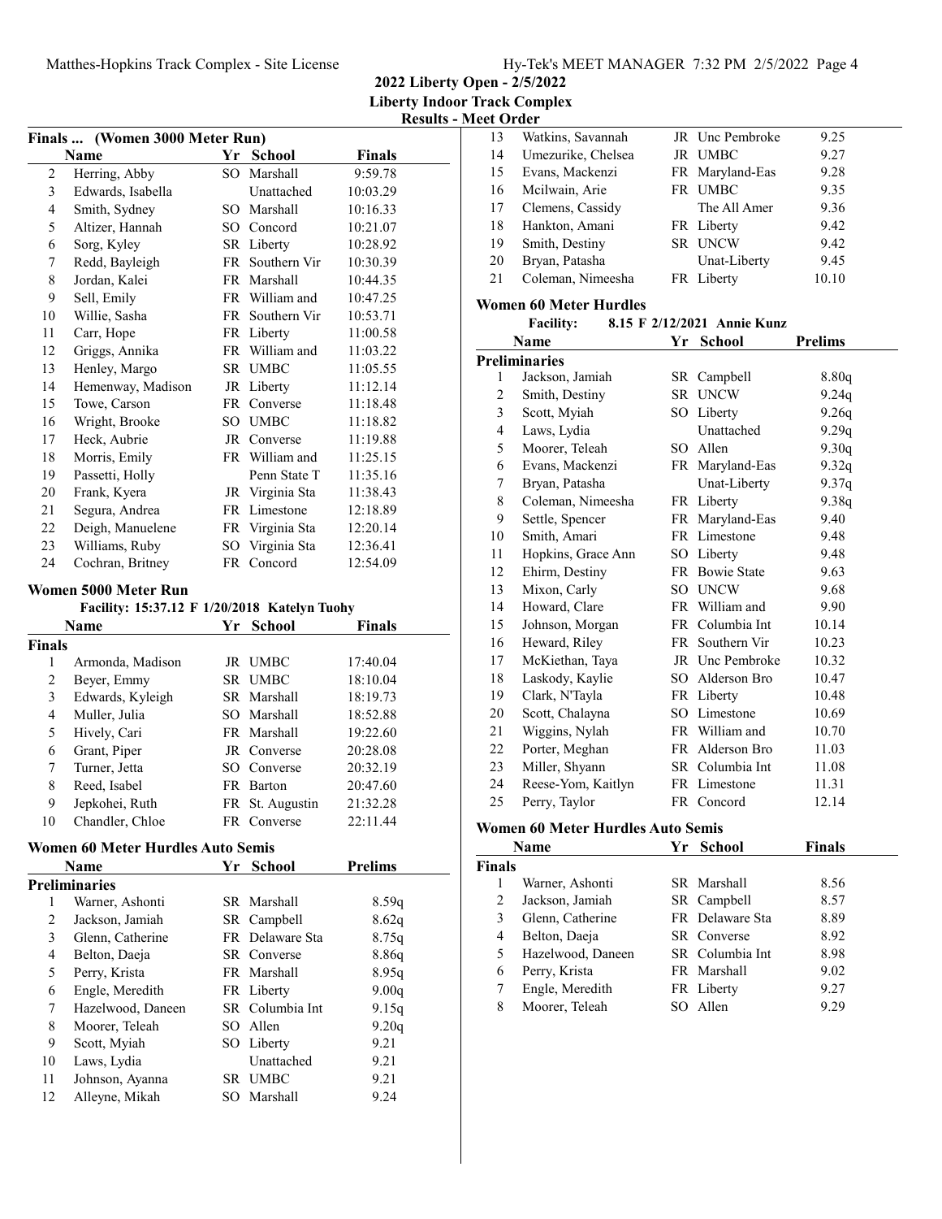# 2022 Liberty Open - 2/5/2022

## Liberty Indoor Track Complex

### Results - Meet Order

### Finals ... (Women 3000 Meter Run)

| | Name | Yr | School | Finals |
|---|---|---|---|---|
| 2 | Herring, Abby | SO | Marshall | 9:59.78 |
| 3 | Edwards, Isabella | | Unattached | 10:03.29 |
| 4 | Smith, Sydney | SO | Marshall | 10:16.33 |
| 5 | Altizer, Hannah | SO | Concord | 10:21.07 |
| 6 | Sorg, Kyley | SR | Liberty | 10:28.92 |
| 7 | Redd, Bayleigh | FR | Southern Vir | 10:30.39 |
| 8 | Jordan, Kalei | FR | Marshall | 10:44.35 |
| 9 | Sell, Emily | FR | William and | 10:47.25 |
| 10 | Willie, Sasha | FR | Southern Vir | 10:53.71 |
| 11 | Carr, Hope | FR | Liberty | 11:00.58 |
| 12 | Griggs, Annika | FR | William and | 11:03.22 |
| 13 | Henley, Margo | SR | UMBC | 11:05.55 |
| 14 | Hemenway, Madison | JR | Liberty | 11:12.14 |
| 15 | Towe, Carson | FR | Converse | 11:18.48 |
| 16 | Wright, Brooke | SO | UMBC | 11:18.82 |
| 17 | Heck, Aubrie | JR | Converse | 11:19.88 |
| 18 | Morris, Emily | FR | William and | 11:25.15 |
| 19 | Passetti, Holly | | Penn State T | 11:35.16 |
| 20 | Frank, Kyera | JR | Virginia Sta | 11:38.43 |
| 21 | Segura, Andrea | FR | Limestone | 12:18.89 |
| 22 | Deigh, Manuelene | FR | Virginia Sta | 12:20.14 |
| 23 | Williams, Ruby | SO | Virginia Sta | 12:36.41 |
| 24 | Cochran, Britney | FR | Concord | 12:54.09 |

### Women 5000 Meter Run

Facility: 15:37.12 F 1/20/2018 Katelyn Tuohy

| | Name | Yr | School | Finals |
|---|---|---|---|---|
| **Finals** | | | | |
| 1 | Armonda, Madison | JR | UMBC | 17:40.04 |
| 2 | Beyer, Emmy | SR | UMBC | 18:10.04 |
| 3 | Edwards, Kyleigh | SR | Marshall | 18:19.73 |
| 4 | Muller, Julia | SO | Marshall | 18:52.88 |
| 5 | Hively, Cari | FR | Marshall | 19:22.60 |
| 6 | Grant, Piper | JR | Converse | 20:28.08 |
| 7 | Turner, Jetta | SO | Converse | 20:32.19 |
| 8 | Reed, Isabel | FR | Barton | 20:47.60 |
| 9 | Jepkohei, Ruth | FR | St. Augustin | 21:32.28 |
| 10 | Chandler, Chloe | FR | Converse | 22:11.44 |

### Women 60 Meter Hurdles Auto Semis

| | Name | Yr | School | Prelims |
|---|---|---|---|---|
| **Preliminaries** | | | | |
| 1 | Warner, Ashonti | SR | Marshall | 8.59q |
| 2 | Jackson, Jamiah | SR | Campbell | 8.62q |
| 3 | Glenn, Catherine | FR | Delaware Sta | 8.75q |
| 4 | Belton, Daeja | SR | Converse | 8.86q |
| 5 | Perry, Krista | FR | Marshall | 8.95q |
| 6 | Engle, Meredith | FR | Liberty | 9.00q |
| 7 | Hazelwood, Daneen | SR | Columbia Int | 9.15q |
| 8 | Moorer, Teleah | SO | Allen | 9.20q |
| 9 | Scott, Myiah | SO | Liberty | 9.21 |
| 10 | Laws, Lydia | | Unattached | 9.21 |
| 11 | Johnson, Ayanna | SR | UMBC | 9.21 |
| 12 | Alleyne, Mikah | SO | Marshall | 9.24 |
| 13 | Watkins, Savannah | JR | Unc Pembroke | 9.25 |
| 14 | Umezurike, Chelsea | JR | UMBC | 9.27 |
| 15 | Evans, Mackenzi | FR | Maryland-Eas | 9.28 |
| 16 | Mcilwain, Arie | FR | UMBC | 9.35 |
| 17 | Clemens, Cassidy | | The All Amer | 9.36 |
| 18 | Hankton, Amani | FR | Liberty | 9.42 |
| 19 | Smith, Destiny | SR | UNCW | 9.42 |
| 20 | Bryan, Patasha | | Unat-Liberty | 9.45 |
| 21 | Coleman, Nimeesha | FR | Liberty | 10.10 |

### Women 60 Meter Hurdles

Facility: 8.15 F 2/12/2021 Annie Kunz

| | Name | Yr | School | Prelims |
|---|---|---|---|---|
| **Preliminaries** | | | | |
| 1 | Jackson, Jamiah | SR | Campbell | 8.80q |
| 2 | Smith, Destiny | SR | UNCW | 9.24q |
| 3 | Scott, Myiah | SO | Liberty | 9.26q |
| 4 | Laws, Lydia | | Unattached | 9.29q |
| 5 | Moorer, Teleah | SO | Allen | 9.30q |
| 6 | Evans, Mackenzi | FR | Maryland-Eas | 9.32q |
| 7 | Bryan, Patasha | | Unat-Liberty | 9.37q |
| 8 | Coleman, Nimeesha | FR | Liberty | 9.38q |
| 9 | Settle, Spencer | FR | Maryland-Eas | 9.40 |
| 10 | Smith, Amari | FR | Limestone | 9.48 |
| 11 | Hopkins, Grace Ann | SO | Liberty | 9.48 |
| 12 | Ehirm, Destiny | FR | Bowie State | 9.63 |
| 13 | Mixon, Carly | SO | UNCW | 9.68 |
| 14 | Howard, Clare | FR | William and | 9.90 |
| 15 | Johnson, Morgan | FR | Columbia Int | 10.14 |
| 16 | Heward, Riley | FR | Southern Vir | 10.23 |
| 17 | McKiethan, Taya | JR | Unc Pembroke | 10.32 |
| 18 | Laskody, Kaylie | SO | Alderson Bro | 10.47 |
| 19 | Clark, N'Tayla | FR | Liberty | 10.48 |
| 20 | Scott, Chalayna | SO | Limestone | 10.69 |
| 21 | Wiggins, Nylah | FR | William and | 10.70 |
| 22 | Porter, Meghan | FR | Alderson Bro | 11.03 |
| 23 | Miller, Shyann | SR | Columbia Int | 11.08 |
| 24 | Reese-Yom, Kaitlyn | FR | Limestone | 11.31 |
| 25 | Perry, Taylor | FR | Concord | 12.14 |

### Women 60 Meter Hurdles Auto Semis

| | Name | Yr | School | Finals |
|---|---|---|---|---|
| **Finals** | | | | |
| 1 | Warner, Ashonti | SR | Marshall | 8.56 |
| 2 | Jackson, Jamiah | SR | Campbell | 8.57 |
| 3 | Glenn, Catherine | FR | Delaware Sta | 8.89 |
| 4 | Belton, Daeja | SR | Converse | 8.92 |
| 5 | Hazelwood, Daneen | SR | Columbia Int | 8.98 |
| 6 | Perry, Krista | FR | Marshall | 9.02 |
| 7 | Engle, Meredith | FR | Liberty | 9.27 |
| 8 | Moorer, Teleah | SO | Allen | 9.29 |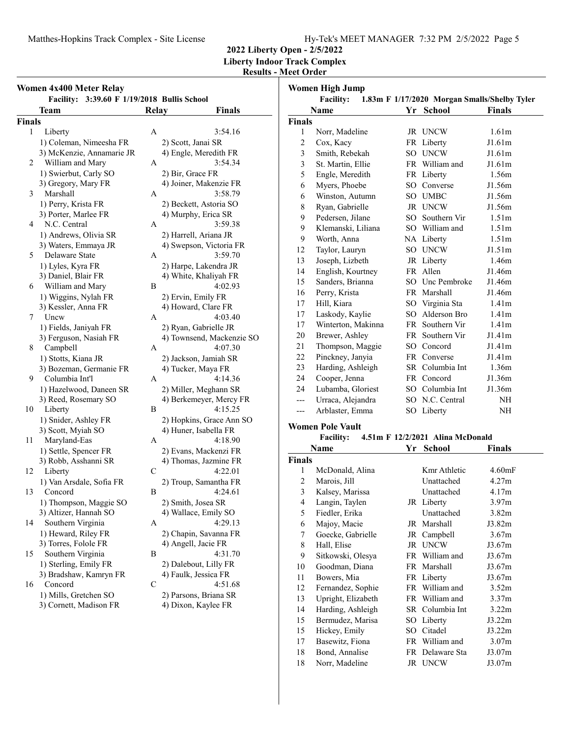**2022 Liberty Open - 2/5/2022**
**Liberty Indoor Track Complex**
**Results - Meet Order**

## Women 4x400 Meter Relay

Facility: 3:39.60 F 1/19/2018 Bullis School

| | Team | Relay | Finals |
|---|---|---|---|
| **Finals** | | | |
| 1 | Liberty | A | 3:54.16 |
| | 1) Coleman, Nimeesha FR; 2) Scott, Janai SR; 3) McKenzie, Annamarie JR; 4) Engle, Meredith FR | | |
| 2 | William and Mary | A | 3:54.34 |
| | 1) Swierbut, Carly SO; 2) Bir, Grace FR; 3) Gregory, Mary FR; 4) Joiner, Makenzie FR | | |
| 3 | Marshall | A | 3:58.79 |
| | 1) Perry, Krista FR; 2) Beckett, Astoria SO; 3) Porter, Marlee FR; 4) Murphy, Erica SR | | |
| 4 | N.C. Central | A | 3:59.38 |
| | 1) Andrews, Olivia SR; 2) Harrell, Ariana JR; 3) Waters, Emmaya JR; 4) Swepson, Victoria FR | | |
| 5 | Delaware State | A | 3:59.70 |
| | 1) Lyles, Kyra FR; 2) Harpe, Lakendra JR; 3) Daniel, Blair FR; 4) White, Khaliyah FR | | |
| 6 | William and Mary | B | 4:02.93 |
| | 1) Wiggins, Nylah FR; 2) Ervin, Emily FR; 3) Kessler, Anna FR; 4) Howard, Clare FR | | |
| 7 | Uncw | A | 4:03.40 |
| | 1) Fields, Janiyah FR; 2) Ryan, Gabrielle JR; 3) Ferguson, Nasiah FR; 4) Townsend, Mackenzie SO | | |
| 8 | Campbell | A | 4:07.30 |
| | 1) Stotts, Kiana JR; 2) Jackson, Jamiah SR; 3) Bozeman, Germanie FR; 4) Tucker, Maya FR | | |
| 9 | Columbia Int'l | A | 4:14.36 |
| | 1) Hazelwood, Daneen SR; 2) Miller, Meghann SR; 3) Reed, Rosemary SO; 4) Berkemeyer, Mercy FR | | |
| 10 | Liberty | B | 4:15.25 |
| | 1) Snider, Ashley FR; 2) Hopkins, Grace Ann SO; 3) Scott, Myiah SO; 4) Huner, Isabella FR | | |
| 11 | Maryland-Eas | A | 4:18.90 |
| | 1) Settle, Spencer FR; 2) Evans, Mackenzi FR; 3) Robb, Asshanni SR; 4) Thomas, Jazmine FR | | |
| 12 | Liberty | C | 4:22.01 |
| | 1) Van Arsdale, Sofia FR; 2) Troup, Samantha FR | | |
| 13 | Concord | B | 4:24.61 |
| | 1) Thompson, Maggie SO; 2) Smith, Josea SR; 3) Altizer, Hannah SO; 4) Wallace, Emily SO | | |
| 14 | Southern Virginia | A | 4:29.13 |
| | 1) Heward, Riley FR; 2) Chapin, Savanna FR; 3) Torres, Folole FR; 4) Angell, Jacie FR | | |
| 15 | Southern Virginia | B | 4:31.70 |
| | 1) Sterling, Emily FR; 2) Dalebout, Lilly FR; 3) Bradshaw, Kamryn FR; 4) Faulk, Jessica FR | | |
| 16 | Concord | C | 4:51.68 |
| | 1) Mills, Gretchen SO; 2) Parsons, Briana SR; 3) Cornett, Madison FR; 4) Dixon, Kaylee FR | | |

## Women High Jump

Facility: 1.83m F 1/17/2020 Morgan Smalls/Shelby Tyler

| | Name | Yr | School | Finals |
|---|---|---|---|---|
| **Finals** | | | | |
| 1 | Norr, Madeline | JR | UNCW | 1.61m |
| 2 | Cox, Kacy | FR | Liberty | J1.61m |
| 3 | Smith, Rebekah | SO | UNCW | J1.61m |
| 3 | St. Martin, Ellie | FR | William and | J1.61m |
| 5 | Engle, Meredith | FR | Liberty | 1.56m |
| 6 | Myers, Phoebe | SO | Converse | J1.56m |
| 6 | Winston, Autumn | SO | UMBC | J1.56m |
| 8 | Ryan, Gabrielle | JR | UNCW | J1.56m |
| 9 | Pedersen, Jilane | SO | Southern Vir | 1.51m |
| 9 | Klemanski, Liliana | SO | William and | 1.51m |
| 9 | Worth, Anna | NA | Liberty | 1.51m |
| 12 | Taylor, Lauryn | SO | UNCW | J1.51m |
| 13 | Joseph, Lizbeth | JR | Liberty | 1.46m |
| 14 | English, Kourtney | FR | Allen | J1.46m |
| 15 | Sanders, Brianna | SO | Unc Pembroke | J1.46m |
| 16 | Perry, Krista | FR | Marshall | J1.46m |
| 17 | Hill, Kiara | SO | Virginia Sta | 1.41m |
| 17 | Laskody, Kaylie | SO | Alderson Bro | 1.41m |
| 17 | Winterton, Makinna | FR | Southern Vir | 1.41m |
| 20 | Brewer, Ashley | FR | Southern Vir | J1.41m |
| 21 | Thompson, Maggie | SO | Concord | J1.41m |
| 22 | Pinckney, Janyia | FR | Converse | J1.41m |
| 23 | Harding, Ashleigh | SR | Columbia Int | 1.36m |
| 24 | Cooper, Jenna | FR | Concord | J1.36m |
| 24 | Lubamba, Gloriest | SO | Columbia Int | J1.36m |
| --- | Urraca, Alejandra | SO | N.C. Central | NH |
| --- | Arblaster, Emma | SO | Liberty | NH |

## Women Pole Vault

Facility: 4.51m F 12/2/2021 Alina McDonald

| | Name | Yr | School | Finals |
|---|---|---|---|---|
| **Finals** | | | | |
| 1 | McDonald, Alina | | Kmr Athletic | 4.60mF |
| 2 | Marois, Jill | | Unattached | 4.27m |
| 3 | Kalsey, Marissa | | Unattached | 4.17m |
| 4 | Langin, Taylen | JR | Liberty | 3.97m |
| 5 | Fiedler, Erika | | Unattached | 3.82m |
| 6 | Majoy, Macie | JR | Marshall | J3.82m |
| 7 | Goecke, Gabrielle | JR | Campbell | 3.67m |
| 8 | Hall, Elise | JR | UNCW | J3.67m |
| 9 | Sitkowski, Olesya | FR | William and | J3.67m |
| 10 | Goodman, Diana | FR | Marshall | J3.67m |
| 11 | Bowers, Mia | FR | Liberty | J3.67m |
| 12 | Fernandez, Sophie | FR | William and | 3.52m |
| 13 | Upright, Elizabeth | FR | William and | 3.37m |
| 14 | Harding, Ashleigh | SR | Columbia Int | 3.22m |
| 15 | Bermudez, Marisa | SO | Liberty | J3.22m |
| 15 | Hickey, Emily | SO | Citadel | J3.22m |
| 17 | Basewitz, Fiona | FR | William and | 3.07m |
| 18 | Bond, Annalise | FR | Delaware Sta | J3.07m |
| 18 | Norr, Madeline | JR | UNCW | J3.07m |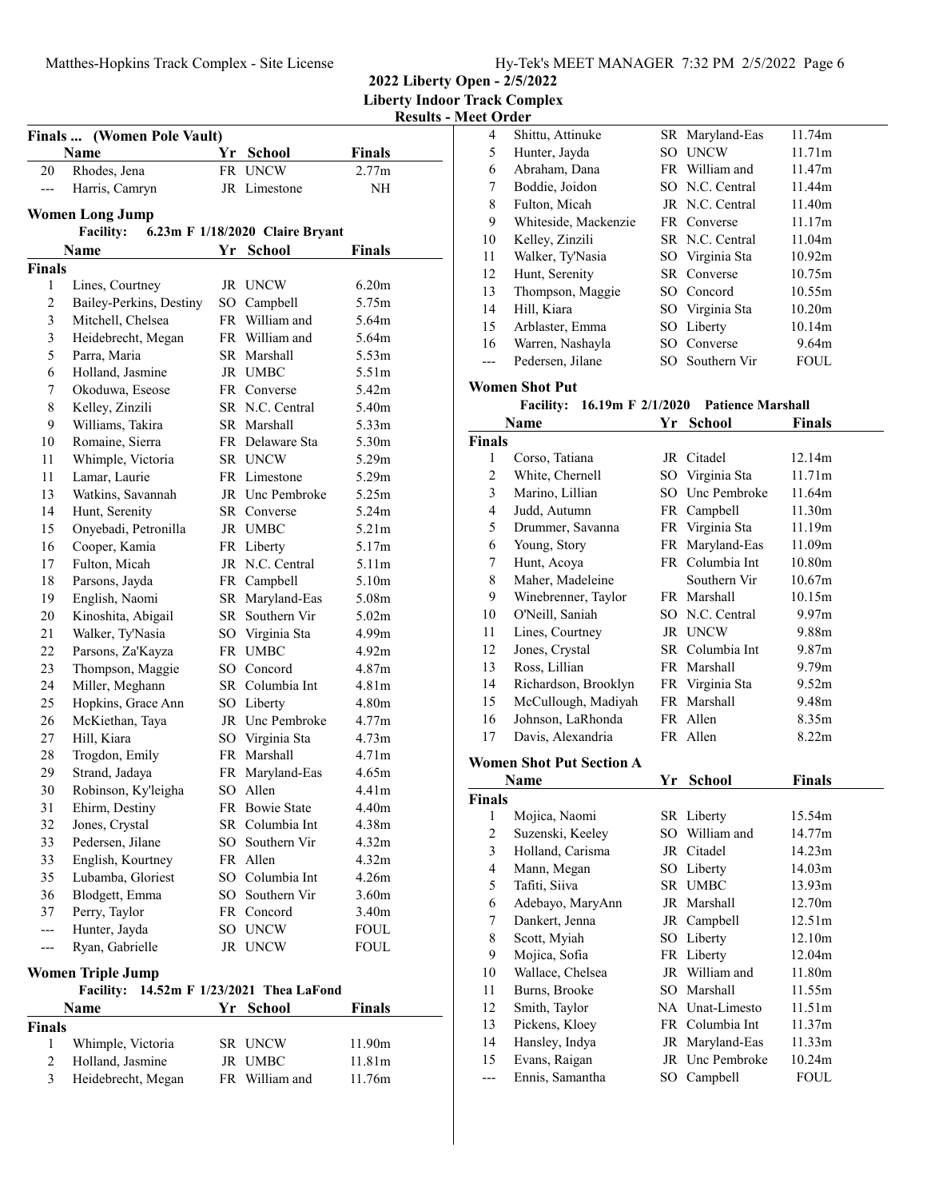2022 Liberty Open - 2/5/2022

Liberty Indoor Track Complex

Results - Meet Order

### Finals ... (Women Pole Vault)

| | Name | Yr | School | Finals |
|---|---|---|---|---|
| 20 | Rhodes, Jena | FR | UNCW | 2.77m |
| --- | Harris, Camryn | JR | Limestone | NH |

### Women Long Jump

**Facility:** 6.23m F 1/18/2020 Claire Bryant

| | Name | Yr | School | Finals |
|---|---|---|---|---|
| **Finals** | | | | |
| 1 | Lines, Courtney | JR | UNCW | 6.20m |
| 2 | Bailey-Perkins, Destiny | SO | Campbell | 5.75m |
| 3 | Mitchell, Chelsea | FR | William and | 5.64m |
| 3 | Heidebrecht, Megan | FR | William and | 5.64m |
| 5 | Parra, Maria | SR | Marshall | 5.53m |
| 6 | Holland, Jasmine | JR | UMBC | 5.51m |
| 7 | Okoduwa, Eseose | FR | Converse | 5.42m |
| 8 | Kelley, Zinzili | SR | N.C. Central | 5.40m |
| 9 | Williams, Takira | SR | Marshall | 5.33m |
| 10 | Romaine, Sierra | FR | Delaware Sta | 5.30m |
| 11 | Whimple, Victoria | SR | UNCW | 5.29m |
| 11 | Lamar, Laurie | FR | Limestone | 5.29m |
| 13 | Watkins, Savannah | JR | Unc Pembroke | 5.25m |
| 14 | Hunt, Serenity | SR | Converse | 5.24m |
| 15 | Onyebadi, Petronilla | JR | UMBC | 5.21m |
| 16 | Cooper, Kamia | FR | Liberty | 5.17m |
| 17 | Fulton, Micah | JR | N.C. Central | 5.11m |
| 18 | Parsons, Jayda | FR | Campbell | 5.10m |
| 19 | English, Naomi | SR | Maryland-Eas | 5.08m |
| 20 | Kinoshita, Abigail | SR | Southern Vir | 5.02m |
| 21 | Walker, Ty'Nasia | SO | Virginia Sta | 4.99m |
| 22 | Parsons, Za'Kayza | FR | UMBC | 4.92m |
| 23 | Thompson, Maggie | SO | Concord | 4.87m |
| 24 | Miller, Meghann | SR | Columbia Int | 4.81m |
| 25 | Hopkins, Grace Ann | SO | Liberty | 4.80m |
| 26 | McKiethan, Taya | JR | Unc Pembroke | 4.77m |
| 27 | Hill, Kiara | SO | Virginia Sta | 4.73m |
| 28 | Trogdon, Emily | FR | Marshall | 4.71m |
| 29 | Strand, Jadaya | FR | Maryland-Eas | 4.65m |
| 30 | Robinson, Ky'leigha | SO | Allen | 4.41m |
| 31 | Ehirm, Destiny | FR | Bowie State | 4.40m |
| 32 | Jones, Crystal | SR | Columbia Int | 4.38m |
| 33 | Pedersen, Jilane | SO | Southern Vir | 4.32m |
| 33 | English, Kourtney | FR | Allen | 4.32m |
| 35 | Lubamba, Gloriest | SO | Columbia Int | 4.26m |
| 36 | Blodgett, Emma | SO | Southern Vir | 3.60m |
| 37 | Perry, Taylor | FR | Concord | 3.40m |
| --- | Hunter, Jayda | SO | UNCW | FOUL |
| --- | Ryan, Gabrielle | JR | UNCW | FOUL |

### Women Triple Jump

**Facility:** 14.52m F 1/23/2021 Thea LaFond

| | Name | Yr | School | Finals |
|---|---|---|---|---|
| **Finals** | | | | |
| 1 | Whimple, Victoria | SR | UNCW | 11.90m |
| 2 | Holland, Jasmine | JR | UMBC | 11.81m |
| 3 | Heidebrecht, Megan | FR | William and | 11.76m |
| 4 | Shittu, Attinuke | SR | Maryland-Eas | 11.74m |
| 5 | Hunter, Jayda | SO | UNCW | 11.71m |
| 6 | Abraham, Dana | FR | William and | 11.47m |
| 7 | Boddie, Joidon | SO | N.C. Central | 11.44m |
| 8 | Fulton, Micah | JR | N.C. Central | 11.40m |
| 9 | Whiteside, Mackenzie | FR | Converse | 11.17m |
| 10 | Kelley, Zinzili | SR | N.C. Central | 11.04m |
| 11 | Walker, Ty'Nasia | SO | Virginia Sta | 10.92m |
| 12 | Hunt, Serenity | SR | Converse | 10.75m |
| 13 | Thompson, Maggie | SO | Concord | 10.55m |
| 14 | Hill, Kiara | SO | Virginia Sta | 10.20m |
| 15 | Arblaster, Emma | SO | Liberty | 10.14m |
| 16 | Warren, Nashayla | SO | Converse | 9.64m |
| --- | Pedersen, Jilane | SO | Southern Vir | FOUL |

### Women Shot Put

**Facility:** 16.19m F 2/1/2020 Patience Marshall

| | Name | Yr | School | Finals |
|---|---|---|---|---|
| **Finals** | | | | |
| 1 | Corso, Tatiana | JR | Citadel | 12.14m |
| 2 | White, Chernell | SO | Virginia Sta | 11.71m |
| 3 | Marino, Lillian | SO | Unc Pembroke | 11.64m |
| 4 | Judd, Autumn | FR | Campbell | 11.30m |
| 5 | Drummer, Savanna | FR | Virginia Sta | 11.19m |
| 6 | Young, Story | FR | Maryland-Eas | 11.09m |
| 7 | Hunt, Acoya | FR | Columbia Int | 10.80m |
| 8 | Maher, Madeleine | | Southern Vir | 10.67m |
| 9 | Winebrenner, Taylor | FR | Marshall | 10.15m |
| 10 | O'Neill, Saniah | SO | N.C. Central | 9.97m |
| 11 | Lines, Courtney | JR | UNCW | 9.88m |
| 12 | Jones, Crystal | SR | Columbia Int | 9.87m |
| 13 | Ross, Lillian | FR | Marshall | 9.79m |
| 14 | Richardson, Brooklyn | FR | Virginia Sta | 9.52m |
| 15 | McCullough, Madiyah | FR | Marshall | 9.48m |
| 16 | Johnson, LaRhonda | FR | Allen | 8.35m |
| 17 | Davis, Alexandria | FR | Allen | 8.22m |

### Women Shot Put Section A

| | Name | Yr | School | Finals |
|---|---|---|---|---|
| **Finals** | | | | |
| 1 | Mojica, Naomi | SR | Liberty | 15.54m |
| 2 | Suzenski, Keeley | SO | William and | 14.77m |
| 3 | Holland, Carisma | JR | Citadel | 14.23m |
| 4 | Mann, Megan | SO | Liberty | 14.03m |
| 5 | Tafiti, Siiva | SR | UMBC | 13.93m |
| 6 | Adebayo, MaryAnn | JR | Marshall | 12.70m |
| 7 | Dankert, Jenna | JR | Campbell | 12.51m |
| 8 | Scott, Myiah | SO | Liberty | 12.10m |
| 9 | Mojica, Sofia | FR | Liberty | 12.04m |
| 10 | Wallace, Chelsea | JR | William and | 11.80m |
| 11 | Burns, Brooke | SO | Marshall | 11.55m |
| 12 | Smith, Taylor | NA | Unat-Limesto | 11.51m |
| 13 | Pickens, Kloey | FR | Columbia Int | 11.37m |
| 14 | Hansley, Indya | JR | Maryland-Eas | 11.33m |
| 15 | Evans, Raigan | JR | Unc Pembroke | 10.24m |
| --- | Ennis, Samantha | SO | Campbell | FOUL |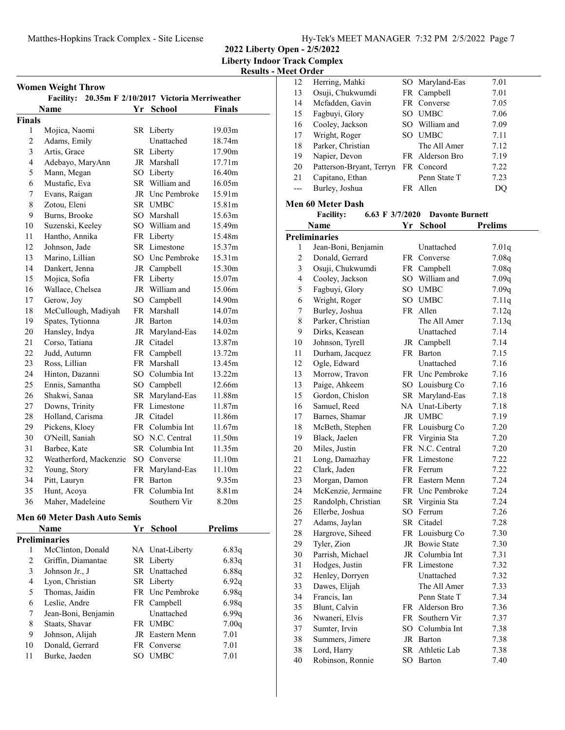## Women Weight Throw

Facility: 20.35m F 2/10/2017 Victoria Merriweather

| | Name | Yr | School | Finals |
|---|---|---|---|---|
| **Finals** | | | | |
| 1 | Mojica, Naomi | SR | Liberty | 19.03m |
| 2 | Adams, Emily | | Unattached | 18.74m |
| 3 | Artis, Grace | SR | Liberty | 17.90m |
| 4 | Adebayo, MaryAnn | JR | Marshall | 17.71m |
| 5 | Mann, Megan | SO | Liberty | 16.40m |
| 6 | Mustafic, Eva | SR | William and | 16.05m |
| 7 | Evans, Raigan | JR | Unc Pembroke | 15.91m |
| 8 | Zotou, Eleni | SR | UMBC | 15.81m |
| 9 | Burns, Brooke | SO | Marshall | 15.63m |
| 10 | Suzenski, Keeley | SO | William and | 15.49m |
| 11 | Hantho, Annika | FR | Liberty | 15.48m |
| 12 | Johnson, Jade | SR | Limestone | 15.37m |
| 13 | Marino, Lillian | SO | Unc Pembroke | 15.31m |
| 14 | Dankert, Jenna | JR | Campbell | 15.30m |
| 15 | Mojica, Sofia | FR | Liberty | 15.07m |
| 16 | Wallace, Chelsea | JR | William and | 15.06m |
| 17 | Gerow, Joy | SO | Campbell | 14.90m |
| 18 | McCullough, Madiyah | FR | Marshall | 14.07m |
| 19 | Spates, Tytionna | JR | Barton | 14.03m |
| 20 | Hansley, Indya | JR | Maryland-Eas | 14.02m |
| 21 | Corso, Tatiana | JR | Citadel | 13.87m |
| 22 | Judd, Autumn | FR | Campbell | 13.72m |
| 23 | Ross, Lillian | FR | Marshall | 13.45m |
| 24 | Hinton, Dazanni | SO | Columbia Int | 13.22m |
| 25 | Ennis, Samantha | SO | Campbell | 12.66m |
| 26 | Shakwi, Sanaa | SR | Maryland-Eas | 11.88m |
| 27 | Downs, Trinity | FR | Limestone | 11.87m |
| 28 | Holland, Carisma | JR | Citadel | 11.86m |
| 29 | Pickens, Kloey | FR | Columbia Int | 11.67m |
| 30 | O'Neill, Saniah | SO | N.C. Central | 11.50m |
| 31 | Barbee, Kate | SR | Columbia Int | 11.35m |
| 32 | Weatherford, Mackenzie | SO | Converse | 11.10m |
| 32 | Young, Story | FR | Maryland-Eas | 11.10m |
| 34 | Pitt, Lauryn | FR | Barton | 9.35m |
| 35 | Hunt, Acoya | FR | Columbia Int | 8.81m |
| 36 | Maher, Madeleine | | Southern Vir | 8.20m |

## Men 60 Meter Dash Auto Semis

| | Name | Yr | School | Prelims |
|---|---|---|---|---|
| **Preliminaries** | | | | |
| 1 | McClinton, Donald | NA | Unat-Liberty | 6.83q |
| 2 | Griffin, Diamantae | SR | Liberty | 6.83q |
| 3 | Johnson Jr., J | SR | Unattached | 6.88q |
| 4 | Lyon, Christian | SR | Liberty | 6.92q |
| 5 | Thomas, Jaidin | FR | Unc Pembroke | 6.98q |
| 6 | Leslie, Andre | FR | Campbell | 6.98q |
| 7 | Jean-Boni, Benjamin | | Unattached | 6.99q |
| 8 | Staats, Shavar | FR | UMBC | 7.00q |
| 9 | Johnson, Alijah | JR | Eastern Menn | 7.01 |
| 10 | Donald, Gerrard | FR | Converse | 7.01 |
| 11 | Burke, Jaeden | SO | UMBC | 7.01 |
| 12 | Herring, Mahki | SO | Maryland-Eas | 7.01 |
| 13 | Osuji, Chukwumdi | FR | Campbell | 7.01 |
| 14 | Mcfadden, Gavin | FR | Converse | 7.05 |
| 15 | Fagbuyi, Glory | SO | UMBC | 7.06 |
| 16 | Cooley, Jackson | SO | William and | 7.09 |
| 17 | Wright, Roger | SO | UMBC | 7.11 |
| 18 | Parker, Christian | | The All Amer | 7.12 |
| 19 | Napier, Devon | FR | Alderson Bro | 7.19 |
| 20 | Patterson-Bryant, Terryn | FR | Concord | 7.22 |
| 21 | Capitano, Ethan | | Penn State T | 7.23 |
| --- | Burley, Joshua | FR | Allen | DQ |

## Men 60 Meter Dash

Facility: 6.63 F 3/7/2020 Davonte Burnett

| | Name | Yr | School | Prelims |
|---|---|---|---|---|
| **Preliminaries** | | | | |
| 1 | Jean-Boni, Benjamin | | Unattached | 7.01q |
| 2 | Donald, Gerrard | FR | Converse | 7.08q |
| 3 | Osuji, Chukwumdi | FR | Campbell | 7.08q |
| 4 | Cooley, Jackson | SO | William and | 7.09q |
| 5 | Fagbuyi, Glory | SO | UMBC | 7.09q |
| 6 | Wright, Roger | SO | UMBC | 7.11q |
| 7 | Burley, Joshua | FR | Allen | 7.12q |
| 8 | Parker, Christian | | The All Amer | 7.13q |
| 9 | Dirks, Keasean | | Unattached | 7.14 |
| 10 | Johnson, Tyrell | JR | Campbell | 7.14 |
| 11 | Durham, Jacquez | FR | Barton | 7.15 |
| 12 | Ogle, Edward | | Unattached | 7.16 |
| 13 | Morrow, Travon | FR | Unc Pembroke | 7.16 |
| 13 | Paige, Ahkeem | SO | Louisburg Co | 7.16 |
| 15 | Gordon, Chislon | SR | Maryland-Eas | 7.18 |
| 16 | Samuel, Reed | NA | Unat-Liberty | 7.18 |
| 17 | Barnes, Shamar | JR | UMBC | 7.19 |
| 18 | McBeth, Stephen | FR | Louisburg Co | 7.20 |
| 19 | Black, Jaelen | FR | Virginia Sta | 7.20 |
| 20 | Miles, Justin | FR | N.C. Central | 7.20 |
| 21 | Long, Damazhay | FR | Limestone | 7.22 |
| 22 | Clark, Jaden | FR | Ferrum | 7.22 |
| 23 | Morgan, Damon | FR | Eastern Menn | 7.24 |
| 24 | McKenzie, Jermaine | FR | Unc Pembroke | 7.24 |
| 25 | Randolph, Christian | SR | Virginia Sta | 7.24 |
| 26 | Ellerbe, Joshua | SO | Ferrum | 7.26 |
| 27 | Adams, Jaylan | SR | Citadel | 7.28 |
| 28 | Hargrove, Siheed | FR | Louisburg Co | 7.30 |
| 29 | Tyler, Zion | JR | Bowie State | 7.30 |
| 30 | Parrish, Michael | JR | Columbia Int | 7.31 |
| 31 | Hodges, Justin | FR | Limestone | 7.32 |
| 32 | Henley, Dorryen | | Unattached | 7.32 |
| 33 | Dawes, Elijah | | The All Amer | 7.33 |
| 34 | Francis, Ian | | Penn State T | 7.34 |
| 35 | Blunt, Calvin | FR | Alderson Bro | 7.36 |
| 36 | Nwaneri, Elvis | FR | Southern Vir | 7.37 |
| 37 | Sumter, Irvin | SO | Columbia Int | 7.38 |
| 38 | Summers, Jimere | JR | Barton | 7.38 |
| 38 | Lord, Harry | SR | Athletic Lab | 7.38 |
| 40 | Robinson, Ronnie | SO | Barton | 7.40 |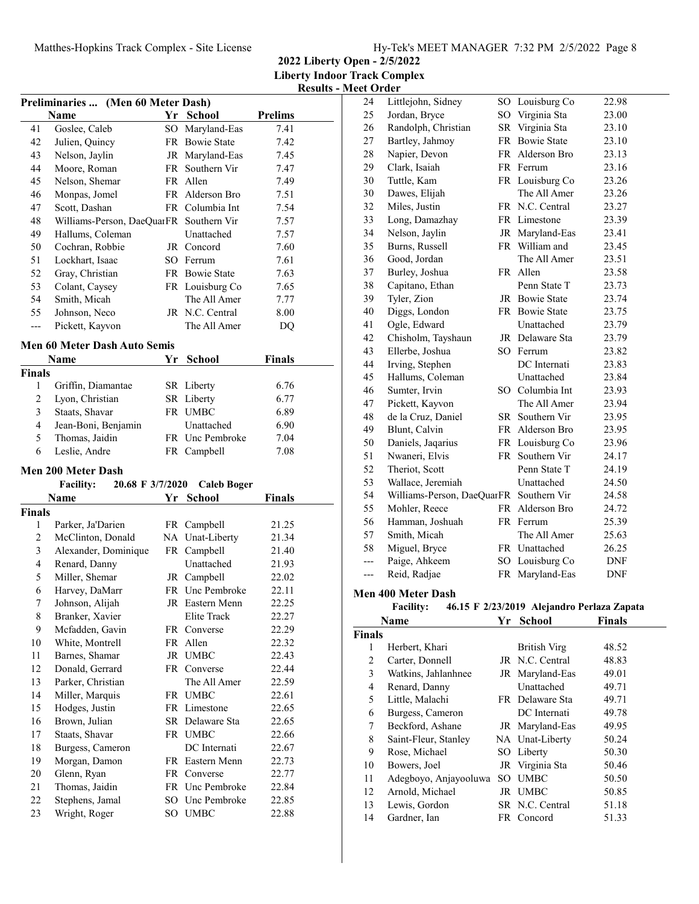## 2022 Liberty Open - 2/5/2022
### Liberty Indoor Track Complex
#### Results - Meet Order

### Preliminaries ... (Men 60 Meter Dash)

| | Name | Yr | School | Prelims |
|---|---|---|---|---|
| 41 | Goslee, Caleb | SO | Maryland-Eas | 7.41 |
| 42 | Julien, Quincy | FR | Bowie State | 7.42 |
| 43 | Nelson, Jaylin | JR | Maryland-Eas | 7.45 |
| 44 | Moore, Roman | FR | Southern Vir | 7.47 |
| 45 | Nelson, Shemar | FR | Allen | 7.49 |
| 46 | Monpas, Jomel | FR | Alderson Bro | 7.51 |
| 47 | Scott, Dashan | FR | Columbia Int | 7.54 |
| 48 | Williams-Person, DaeQuar | FR | Southern Vir | 7.57 |
| 49 | Hallums, Coleman | | Unattached | 7.57 |
| 50 | Cochran, Robbie | JR | Concord | 7.60 |
| 51 | Lockhart, Isaac | SO | Ferrum | 7.61 |
| 52 | Gray, Christian | FR | Bowie State | 7.63 |
| 53 | Colant, Caysey | FR | Louisburg Co | 7.65 |
| 54 | Smith, Micah | | The All Amer | 7.77 |
| 55 | Johnson, Neco | JR | N.C. Central | 8.00 |
| --- | Pickett, Kayvon | | The All Amer | DQ |

### Men 60 Meter Dash Auto Semis

| | Name | Yr | School | Finals |
|---|---|---|---|---|
| **Finals** | | | | |
| 1 | Griffin, Diamantae | SR | Liberty | 6.76 |
| 2 | Lyon, Christian | SR | Liberty | 6.77 |
| 3 | Staats, Shavar | FR | UMBC | 6.89 |
| 4 | Jean-Boni, Benjamin | | Unattached | 6.90 |
| 5 | Thomas, Jaidin | FR | Unc Pembroke | 7.04 |
| 6 | Leslie, Andre | FR | Campbell | 7.08 |

### Men 200 Meter Dash

Facility: 20.68 F 3/7/2020 Caleb Boger

| | Name | Yr | School | Finals |
|---|---|---|---|---|
| **Finals** | | | | |
| 1 | Parker, Ja'Darien | FR | Campbell | 21.25 |
| 2 | McClinton, Donald | NA | Unat-Liberty | 21.34 |
| 3 | Alexander, Dominique | FR | Campbell | 21.40 |
| 4 | Renard, Danny | | Unattached | 21.93 |
| 5 | Miller, Shemar | JR | Campbell | 22.02 |
| 6 | Harvey, DaMarr | FR | Unc Pembroke | 22.11 |
| 7 | Johnson, Alijah | JR | Eastern Menn | 22.25 |
| 8 | Branker, Xavier | | Elite Track | 22.27 |
| 9 | Mcfadden, Gavin | FR | Converse | 22.29 |
| 10 | White, Montrell | FR | Allen | 22.32 |
| 11 | Barnes, Shamar | JR | UMBC | 22.43 |
| 12 | Donald, Gerrard | FR | Converse | 22.44 |
| 13 | Parker, Christian | | The All Amer | 22.59 |
| 14 | Miller, Marquis | FR | UMBC | 22.61 |
| 15 | Hodges, Justin | FR | Limestone | 22.65 |
| 16 | Brown, Julian | SR | Delaware Sta | 22.65 |
| 17 | Staats, Shavar | FR | UMBC | 22.66 |
| 18 | Burgess, Cameron | | DC Internati | 22.67 |
| 19 | Morgan, Damon | FR | Eastern Menn | 22.73 |
| 20 | Glenn, Ryan | FR | Converse | 22.77 |
| 21 | Thomas, Jaidin | FR | Unc Pembroke | 22.84 |
| 22 | Stephens, Jamal | SO | Unc Pembroke | 22.85 |
| 23 | Wright, Roger | SO | UMBC | 22.88 |
| 24 | Littlejohn, Sidney | SO | Louisburg Co | 22.98 |
| 25 | Jordan, Bryce | SO | Virginia Sta | 23.00 |
| 26 | Randolph, Christian | SR | Virginia Sta | 23.10 |
| 27 | Bartley, Jahmoy | FR | Bowie State | 23.10 |
| 28 | Napier, Devon | FR | Alderson Bro | 23.13 |
| 29 | Clark, Isaiah | FR | Ferrum | 23.16 |
| 30 | Tuttle, Kam | FR | Louisburg Co | 23.26 |
| 30 | Dawes, Elijah | | The All Amer | 23.26 |
| 32 | Miles, Justin | FR | N.C. Central | 23.27 |
| 33 | Long, Damazhay | FR | Limestone | 23.39 |
| 34 | Nelson, Jaylin | JR | Maryland-Eas | 23.41 |
| 35 | Burns, Russell | FR | William and | 23.45 |
| 36 | Good, Jordan | | The All Amer | 23.51 |
| 37 | Burley, Joshua | FR | Allen | 23.58 |
| 38 | Capitano, Ethan | | Penn State T | 23.73 |
| 39 | Tyler, Zion | JR | Bowie State | 23.74 |
| 40 | Diggs, London | FR | Bowie State | 23.75 |
| 41 | Ogle, Edward | | Unattached | 23.79 |
| 42 | Chisholm, Tayshaun | JR | Delaware Sta | 23.79 |
| 43 | Ellerbe, Joshua | SO | Ferrum | 23.82 |
| 44 | Irving, Stephen | | DC Internati | 23.83 |
| 45 | Hallums, Coleman | | Unattached | 23.84 |
| 46 | Sumter, Irvin | SO | Columbia Int | 23.93 |
| 47 | Pickett, Kayvon | | The All Amer | 23.94 |
| 48 | de la Cruz, Daniel | SR | Southern Vir | 23.95 |
| 49 | Blunt, Calvin | FR | Alderson Bro | 23.95 |
| 50 | Daniels, Jaqarius | FR | Louisburg Co | 23.96 |
| 51 | Nwaneri, Elvis | FR | Southern Vir | 24.17 |
| 52 | Theriot, Scott | | Penn State T | 24.19 |
| 53 | Wallace, Jeremiah | | Unattached | 24.50 |
| 54 | Williams-Person, DaeQuar | FR | Southern Vir | 24.58 |
| 55 | Mohler, Reece | FR | Alderson Bro | 24.72 |
| 56 | Hamman, Joshuah | FR | Ferrum | 25.39 |
| 57 | Smith, Micah | | The All Amer | 25.63 |
| 58 | Miguel, Bryce | FR | Unattached | 26.25 |
| --- | Paige, Ahkeem | SO | Louisburg Co | DNF |
| --- | Reid, Radjae | FR | Maryland-Eas | DNF |

### Men 400 Meter Dash

Facility: 46.15 F 2/23/2019 Alejandro Perlaza Zapata

| | Name | Yr | School | Finals |
|---|---|---|---|---|
| **Finals** | | | | |
| 1 | Herbert, Khari | | British Virg | 48.52 |
| 2 | Carter, Donnell | JR | N.C. Central | 48.83 |
| 3 | Watkins, Jahlanhnee | JR | Maryland-Eas | 49.01 |
| 4 | Renard, Danny | | Unattached | 49.71 |
| 5 | Little, Malachi | FR | Delaware Sta | 49.71 |
| 6 | Burgess, Cameron | | DC Internati | 49.78 |
| 7 | Beckford, Ashane | JR | Maryland-Eas | 49.95 |
| 8 | Saint-Fleur, Stanley | NA | Unat-Liberty | 50.24 |
| 9 | Rose, Michael | SO | Liberty | 50.30 |
| 10 | Bowers, Joel | JR | Virginia Sta | 50.46 |
| 11 | Adegboyo, Anjayooluwa | SO | UMBC | 50.50 |
| 12 | Arnold, Michael | JR | UMBC | 50.85 |
| 13 | Lewis, Gordon | SR | N.C. Central | 51.18 |
| 14 | Gardner, Ian | FR | Concord | 51.33 |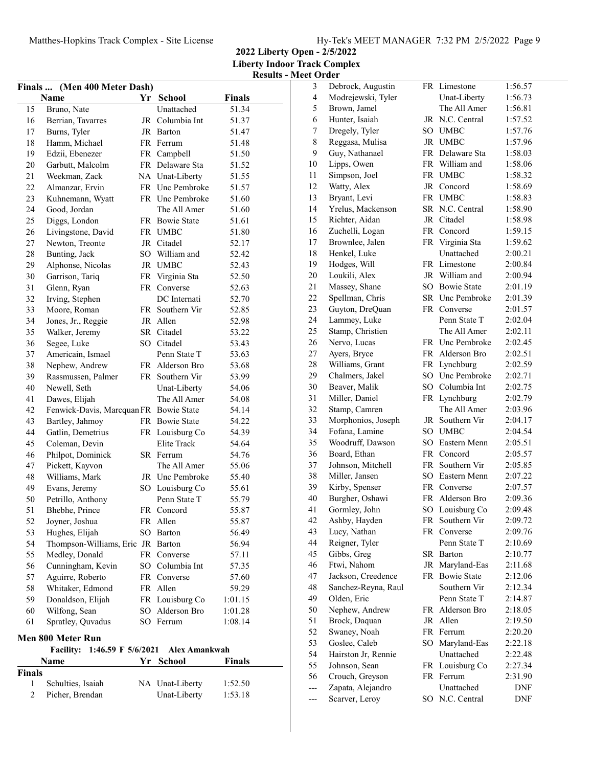## 2022 Liberty Open - 2/5/2022

### Liberty Indoor Track Complex

### Results - Meet Order

**Finals ... (Men 400 Meter Dash)**

| | Name | Yr | School | Finals |
|---|---|---|---|---|
| 15 | Bruno, Nate | | Unattached | 51.34 |
| 16 | Berrian, Tavarres | JR | Columbia Int | 51.37 |
| 17 | Burns, Tyler | JR | Barton | 51.47 |
| 18 | Hamm, Michael | FR | Ferrum | 51.48 |
| 19 | Edzii, Ebenezer | FR | Campbell | 51.50 |
| 20 | Garbutt, Malcolm | FR | Delaware Sta | 51.52 |
| 21 | Weekman, Zack | NA | Unat-Liberty | 51.55 |
| 22 | Almanzar, Ervin | FR | Unc Pembroke | 51.57 |
| 23 | Kuhnemann, Wyatt | FR | Unc Pembroke | 51.60 |
| 24 | Good, Jordan | | The All Amer | 51.60 |
| 25 | Diggs, London | FR | Bowie State | 51.61 |
| 26 | Livingstone, David | FR | UMBC | 51.80 |
| 27 | Newton, Treonte | JR | Citadel | 52.17 |
| 28 | Bunting, Jack | SO | William and | 52.42 |
| 29 | Alphonse, Nicolas | JR | UMBC | 52.43 |
| 30 | Garrison, Tariq | FR | Virginia Sta | 52.50 |
| 31 | Glenn, Ryan | FR | Converse | 52.63 |
| 32 | Irving, Stephen | | DC Internati | 52.70 |
| 33 | Moore, Roman | FR | Southern Vir | 52.85 |
| 34 | Jones, Jr., Reggie | JR | Allen | 52.98 |
| 35 | Walker, Jeremy | SR | Citadel | 53.22 |
| 36 | Segee, Luke | SO | Citadel | 53.43 |
| 37 | Americain, Ismael | | Penn State T | 53.63 |
| 38 | Nephew, Andrew | FR | Alderson Bro | 53.68 |
| 39 | Rassmussen, Palmer | FR | Southern Vir | 53.99 |
| 40 | Newell, Seth | | Unat-Liberty | 54.06 |
| 41 | Dawes, Elijah | | The All Amer | 54.08 |
| 42 | Fenwick-Davis, Marcquan | FR | Bowie State | 54.14 |
| 43 | Bartley, Jahmoy | FR | Bowie State | 54.22 |
| 44 | Gatlin, Demetrius | FR | Louisburg Co | 54.39 |
| 45 | Coleman, Devin | | Elite Track | 54.64 |
| 46 | Philpot, Dominick | SR | Ferrum | 54.76 |
| 47 | Pickett, Kayvon | | The All Amer | 55.06 |
| 48 | Williams, Mark | JR | Unc Pembroke | 55.40 |
| 49 | Evans, Jeremy | SO | Louisburg Co | 55.61 |
| 50 | Petrillo, Anthony | | Penn State T | 55.79 |
| 51 | Bhebhe, Prince | FR | Concord | 55.87 |
| 52 | Joyner, Joshua | FR | Allen | 55.87 |
| 53 | Hughes, Elijah | SO | Barton | 56.49 |
| 54 | Thompson-Williams, Eric | JR | Barton | 56.94 |
| 55 | Medley, Donald | FR | Converse | 57.11 |
| 56 | Cunningham, Kevin | SO | Columbia Int | 57.35 |
| 57 | Aguirre, Roberto | FR | Converse | 57.60 |
| 58 | Whitaker, Edmond | FR | Allen | 59.29 |
| 59 | Donaldson, Elijah | FR | Louisburg Co | 1:01.15 |
| 60 | Wilfong, Sean | SO | Alderson Bro | 1:01.28 |
| 61 | Spratley, Quvadus | SO | Ferrum | 1:08.14 |

### Men 800 Meter Run

Facility: 1:46.59 F 5/6/2021 Alex Amankwah

**Finals**

| | Name | Yr | School | Finals |
|---|---|---|---|---|
| 1 | Schulties, Isaiah | NA | Unat-Liberty | 1:52.50 |
| 2 | Picher, Brendan | | Unat-Liberty | 1:53.18 |
| 3 | Debrock, Augustin | FR | Limestone | 1:56.57 |
| 4 | Modrejewski, Tyler | | Unat-Liberty | 1:56.73 |
| 5 | Brown, Jamel | | The All Amer | 1:56.81 |
| 6 | Hunter, Isaiah | JR | N.C. Central | 1:57.52 |
| 7 | Dregely, Tyler | SO | UMBC | 1:57.76 |
| 8 | Reggasa, Mulisa | JR | UMBC | 1:57.96 |
| 9 | Guy, Nathanael | FR | Delaware Sta | 1:58.03 |
| 10 | Lipps, Owen | FR | William and | 1:58.06 |
| 11 | Simpson, Joel | FR | UMBC | 1:58.32 |
| 12 | Watty, Alex | JR | Concord | 1:58.69 |
| 13 | Bryant, Levi | FR | UMBC | 1:58.83 |
| 14 | Yrelus, Mackenson | SR | N.C. Central | 1:58.90 |
| 15 | Richter, Aidan | JR | Citadel | 1:58.98 |
| 16 | Zuchelli, Logan | FR | Concord | 1:59.15 |
| 17 | Brownlee, Jalen | FR | Virginia Sta | 1:59.62 |
| 18 | Henkel, Luke | | Unattached | 2:00.21 |
| 19 | Hodges, Will | FR | Limestone | 2:00.84 |
| 20 | Loukili, Alex | JR | William and | 2:00.94 |
| 21 | Massey, Shane | SO | Bowie State | 2:01.19 |
| 22 | Spellman, Chris | SR | Unc Pembroke | 2:01.39 |
| 23 | Guyton, DreQuan | FR | Converse | 2:01.57 |
| 24 | Lammey, Luke | | Penn State T | 2:02.04 |
| 25 | Stamp, Christien | | The All Amer | 2:02.11 |
| 26 | Nervo, Lucas | FR | Unc Pembroke | 2:02.45 |
| 27 | Ayers, Bryce | FR | Alderson Bro | 2:02.51 |
| 28 | Williams, Grant | FR | Lynchburg | 2:02.59 |
| 29 | Chalmers, Jakel | SO | Unc Pembroke | 2:02.71 |
| 30 | Beaver, Malik | SO | Columbia Int | 2:02.75 |
| 31 | Miller, Daniel | FR | Lynchburg | 2:02.79 |
| 32 | Stamp, Camren | | The All Amer | 2:03.96 |
| 33 | Morphonios, Joseph | JR | Southern Vir | 2:04.17 |
| 34 | Fofana, Lamine | SO | UMBC | 2:04.54 |
| 35 | Woodruff, Dawson | SO | Eastern Menn | 2:05.51 |
| 36 | Board, Ethan | FR | Concord | 2:05.57 |
| 37 | Johnson, Mitchell | FR | Southern Vir | 2:05.85 |
| 38 | Miller, Jansen | SO | Eastern Menn | 2:07.22 |
| 39 | Kirby, Spenser | FR | Converse | 2:07.57 |
| 40 | Burgher, Oshawi | FR | Alderson Bro | 2:09.36 |
| 41 | Gormley, John | SO | Louisburg Co | 2:09.48 |
| 42 | Ashby, Hayden | FR | Southern Vir | 2:09.72 |
| 43 | Lucy, Nathan | FR | Converse | 2:09.76 |
| 44 | Reigner, Tyler | | Penn State T | 2:10.69 |
| 45 | Gibbs, Greg | SR | Barton | 2:10.77 |
| 46 | Ftwi, Nahom | JR | Maryland-Eas | 2:11.68 |
| 47 | Jackson, Creedence | FR | Bowie State | 2:12.06 |
| 48 | Sanchez-Reyna, Raul | | Southern Vir | 2:12.34 |
| 49 | Olden, Eric | | Penn State T | 2:14.87 |
| 50 | Nephew, Andrew | FR | Alderson Bro | 2:18.05 |
| 51 | Brock, Daquan | JR | Allen | 2:19.50 |
| 52 | Swaney, Noah | FR | Ferrum | 2:20.20 |
| 53 | Goslee, Caleb | SO | Maryland-Eas | 2:22.18 |
| 54 | Hairston Jr, Rennie | | Unattached | 2:22.48 |
| 55 | Johnson, Sean | FR | Louisburg Co | 2:27.34 |
| 56 | Crouch, Greyson | FR | Ferrum | 2:31.90 |
| --- | Zapata, Alejandro | | Unattached | DNF |
| --- | Scarver, Leroy | SO | N.C. Central | DNF |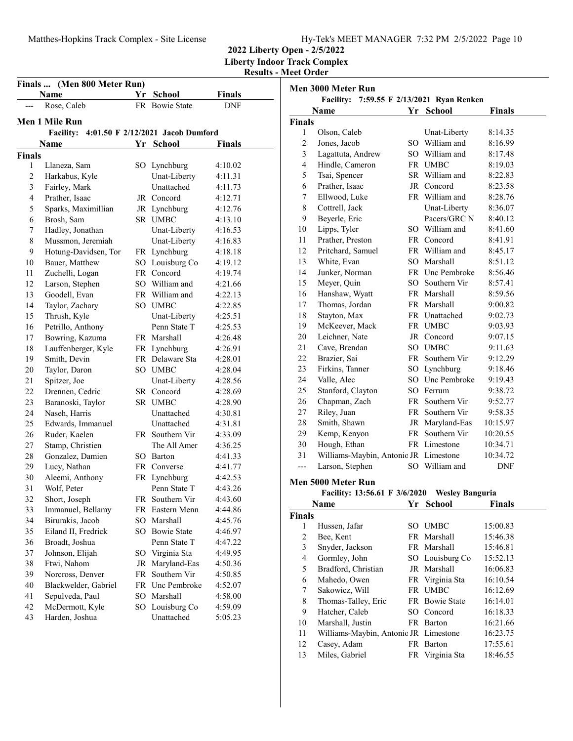## 2022 Liberty Open - 2/5/2022

### Liberty Indoor Track Complex

### Results - Meet Order

### Finals ... (Men 800 Meter Run)

| | Name | Yr | School | Finals |
|---|---|---|---|---|
| --- | Rose, Caleb | FR | Bowie State | DNF |

### Men 1 Mile Run

Facility: 4:01.50 F 2/12/2021 Jacob Dumford

| | Name | Yr | School | Finals |
|---|---|---|---|---|
| **Finals** | | | | |
| 1 | Llaneza, Sam | SO | Lynchburg | 4:10.02 |
| 2 | Harkabus, Kyle | | Unat-Liberty | 4:11.31 |
| 3 | Fairley, Mark | | Unattached | 4:11.73 |
| 4 | Prather, Isaac | JR | Concord | 4:12.71 |
| 5 | Sparks, Maximillian | JR | Lynchburg | 4:12.76 |
| 6 | Brosh, Sam | SR | UMBC | 4:13.10 |
| 7 | Hadley, Jonathan | | Unat-Liberty | 4:16.53 |
| 8 | Mussmon, Jeremiah | | Unat-Liberty | 4:16.83 |
| 9 | Hotung-Davidsen, Tor | FR | Lynchburg | 4:18.18 |
| 10 | Bauer, Matthew | SO | Louisburg Co | 4:19.12 |
| 11 | Zuchelli, Logan | FR | Concord | 4:19.74 |
| 12 | Larson, Stephen | SO | William and | 4:21.66 |
| 13 | Goodell, Evan | FR | William and | 4:22.13 |
| 14 | Taylor, Zachary | SO | UMBC | 4:22.85 |
| 15 | Thrush, Kyle | | Unat-Liberty | 4:25.51 |
| 16 | Petrillo, Anthony | | Penn State T | 4:25.53 |
| 17 | Bowring, Kazuma | FR | Marshall | 4:26.48 |
| 18 | Lauffenberger, Kyle | FR | Lynchburg | 4:26.91 |
| 19 | Smith, Devin | FR | Delaware Sta | 4:28.01 |
| 20 | Taylor, Daron | SO | UMBC | 4:28.04 |
| 21 | Spitzer, Joe | | Unat-Liberty | 4:28.56 |
| 22 | Drennen, Cedric | SR | Concord | 4:28.69 |
| 23 | Baranoski, Taylor | SR | UMBC | 4:28.90 |
| 24 | Naseh, Harris | | Unattached | 4:30.81 |
| 25 | Edwards, Immanuel | | Unattached | 4:31.81 |
| 26 | Ruder, Kaelen | FR | Southern Vir | 4:33.09 |
| 27 | Stamp, Christien | | The All Amer | 4:36.25 |
| 28 | Gonzalez, Damien | SO | Barton | 4:41.33 |
| 29 | Lucy, Nathan | FR | Converse | 4:41.77 |
| 30 | Aleemi, Anthony | FR | Lynchburg | 4:42.53 |
| 31 | Wolf, Peter | | Penn State T | 4:43.26 |
| 32 | Short, Joseph | FR | Southern Vir | 4:43.60 |
| 33 | Immanuel, Bellamy | FR | Eastern Menn | 4:44.86 |
| 34 | Birurakis, Jacob | SO | Marshall | 4:45.76 |
| 35 | Eiland II, Fredrick | SO | Bowie State | 4:46.97 |
| 36 | Broadt, Joshua | | Penn State T | 4:47.22 |
| 37 | Johnson, Elijah | SO | Virginia Sta | 4:49.95 |
| 38 | Ftwi, Nahom | JR | Maryland-Eas | 4:50.36 |
| 39 | Norcross, Denver | FR | Southern Vir | 4:50.85 |
| 40 | Blackwelder, Gabriel | FR | Unc Pembroke | 4:52.07 |
| 41 | Sepulveda, Paul | SO | Marshall | 4:58.00 |
| 42 | McDermott, Kyle | SO | Louisburg Co | 4:59.09 |
| 43 | Harden, Joshua | | Unattached | 5:05.23 |

### Men 3000 Meter Run

Facility: 7:59.55 F 2/13/2021 Ryan Renken

| | Name | Yr | School | Finals |
|---|---|---|---|---|
| **Finals** | | | | |
| 1 | Olson, Caleb | | Unat-Liberty | 8:14.35 |
| 2 | Jones, Jacob | SO | William and | 8:16.99 |
| 3 | Lagattuta, Andrew | SO | William and | 8:17.48 |
| 4 | Hindle, Cameron | FR | UMBC | 8:19.03 |
| 5 | Tsai, Spencer | SR | William and | 8:22.83 |
| 6 | Prather, Isaac | JR | Concord | 8:23.58 |
| 7 | Ellwood, Luke | FR | William and | 8:28.76 |
| 8 | Cottrell, Jack | | Unat-Liberty | 8:36.07 |
| 9 | Beyerle, Eric | | Pacers/GRC N | 8:40.12 |
| 10 | Lipps, Tyler | SO | William and | 8:41.60 |
| 11 | Prather, Preston | FR | Concord | 8:41.91 |
| 12 | Pritchard, Samuel | FR | William and | 8:45.17 |
| 13 | White, Evan | SO | Marshall | 8:51.12 |
| 14 | Junker, Norman | FR | Unc Pembroke | 8:56.46 |
| 15 | Meyer, Quin | SO | Southern Vir | 8:57.41 |
| 16 | Hanshaw, Wyatt | FR | Marshall | 8:59.56 |
| 17 | Thomas, Jordan | FR | Marshall | 9:00.82 |
| 18 | Stayton, Max | FR | Unattached | 9:02.73 |
| 19 | McKeever, Mack | FR | UMBC | 9:03.93 |
| 20 | Leichner, Nate | JR | Concord | 9:07.15 |
| 21 | Cave, Brendan | SO | UMBC | 9:11.63 |
| 22 | Brazier, Sai | FR | Southern Vir | 9:12.29 |
| 23 | Firkins, Tanner | SO | Lynchburg | 9:18.46 |
| 24 | Valle, Alec | SO | Unc Pembroke | 9:19.43 |
| 25 | Stanford, Clayton | SO | Ferrum | 9:38.72 |
| 26 | Chapman, Zach | FR | Southern Vir | 9:52.77 |
| 27 | Riley, Juan | FR | Southern Vir | 9:58.35 |
| 28 | Smith, Shawn | JR | Maryland-Eas | 10:15.97 |
| 29 | Kemp, Kenyon | FR | Southern Vir | 10:20.55 |
| 30 | Hough, Ethan | FR | Limestone | 10:34.71 |
| 31 | Williams-Maybin, Antonio | JR | Limestone | 10:34.72 |
| --- | Larson, Stephen | SO | William and | DNF |

### Men 5000 Meter Run

Facility: 13:56.61 F 3/6/2020 Wesley Banguria

| | Name | Yr | School | Finals |
|---|---|---|---|---|
| **Finals** | | | | |
| 1 | Hussen, Jafar | SO | UMBC | 15:00.83 |
| 2 | Bee, Kent | FR | Marshall | 15:46.38 |
| 3 | Snyder, Jackson | FR | Marshall | 15:46.81 |
| 4 | Gormley, John | SO | Louisburg Co | 15:52.13 |
| 5 | Bradford, Christian | JR | Marshall | 16:06.83 |
| 6 | Mahedo, Owen | FR | Virginia Sta | 16:10.54 |
| 7 | Sakowicz, Will | FR | UMBC | 16:12.69 |
| 8 | Thomas-Talley, Eric | FR | Bowie State | 16:14.01 |
| 9 | Hatcher, Caleb | SO | Concord | 16:18.33 |
| 10 | Marshall, Justin | FR | Barton | 16:21.66 |
| 11 | Williams-Maybin, Antonio | JR | Limestone | 16:23.75 |
| 12 | Casey, Adam | FR | Barton | 17:55.61 |
| 13 | Miles, Gabriel | FR | Virginia Sta | 18:46.55 |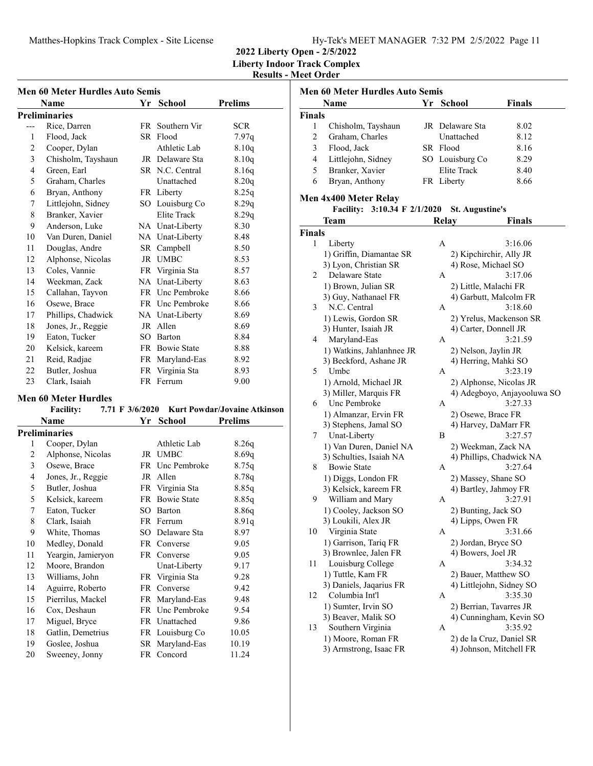2022 Liberty Open - 2/5/2022

Liberty Indoor Track Complex

Results - Meet Order

### Men 60 Meter Hurdles Auto Semis

| | Name | Yr | School | Prelims |
|---|---|---|---|---|
| **Preliminaries** | | | | |
| --- | Rice, Darren | FR | Southern Vir | SCR |
| 1 | Flood, Jack | SR | Flood | 7.97q |
| 2 | Cooper, Dylan | | Athletic Lab | 8.10q |
| 3 | Chisholm, Tayshaun | JR | Delaware Sta | 8.10q |
| 4 | Green, Earl | SR | N.C. Central | 8.16q |
| 5 | Graham, Charles | | Unattached | 8.20q |
| 6 | Bryan, Anthony | FR | Liberty | 8.25q |
| 7 | Littlejohn, Sidney | SO | Louisburg Co | 8.29q |
| 8 | Branker, Xavier | | Elite Track | 8.29q |
| 9 | Anderson, Luke | NA | Unat-Liberty | 8.30 |
| 10 | Van Duren, Daniel | NA | Unat-Liberty | 8.48 |
| 11 | Douglas, Andre | SR | Campbell | 8.50 |
| 12 | Alphonse, Nicolas | JR | UMBC | 8.53 |
| 13 | Coles, Vannie | FR | Virginia Sta | 8.57 |
| 14 | Weekman, Zack | NA | Unat-Liberty | 8.63 |
| 15 | Callahan, Tayvon | FR | Unc Pembroke | 8.66 |
| 16 | Osewe, Brace | FR | Unc Pembroke | 8.66 |
| 17 | Phillips, Chadwick | NA | Unat-Liberty | 8.69 |
| 18 | Jones, Jr., Reggie | JR | Allen | 8.69 |
| 19 | Eaton, Tucker | SO | Barton | 8.84 |
| 20 | Kelsick, kareem | FR | Bowie State | 8.88 |
| 21 | Reid, Radjae | FR | Maryland-Eas | 8.92 |
| 22 | Butler, Joshua | FR | Virginia Sta | 8.93 |
| 23 | Clark, Isaiah | FR | Ferrum | 9.00 |

### Men 60 Meter Hurdles

**Facility:** 7.71 F 3/6/2020 Kurt Powdar/Jovaine Atkinson

| | Name | Yr | School | Prelims |
|---|---|---|---|---|
| **Preliminaries** | | | | |
| 1 | Cooper, Dylan | | Athletic Lab | 8.26q |
| 2 | Alphonse, Nicolas | JR | UMBC | 8.69q |
| 3 | Osewe, Brace | FR | Unc Pembroke | 8.75q |
| 4 | Jones, Jr., Reggie | JR | Allen | 8.78q |
| 5 | Butler, Joshua | FR | Virginia Sta | 8.85q |
| 5 | Kelsick, kareem | FR | Bowie State | 8.85q |
| 7 | Eaton, Tucker | SO | Barton | 8.86q |
| 8 | Clark, Isaiah | FR | Ferrum | 8.91q |
| 9 | White, Thomas | SO | Delaware Sta | 8.97 |
| 10 | Medley, Donald | FR | Converse | 9.05 |
| 11 | Yeargin, Jamieryon | FR | Converse | 9.05 |
| 12 | Moore, Brandon | | Unat-Liberty | 9.17 |
| 13 | Williams, John | FR | Virginia Sta | 9.28 |
| 14 | Aguirre, Roberto | FR | Converse | 9.42 |
| 15 | Pierrilus, Mackel | FR | Maryland-Eas | 9.48 |
| 16 | Cox, Deshaun | FR | Unc Pembroke | 9.54 |
| 17 | Miguel, Bryce | FR | Unattached | 9.86 |
| 18 | Gatlin, Demetrius | FR | Louisburg Co | 10.05 |
| 19 | Goslee, Joshua | SR | Maryland-Eas | 10.19 |
| 20 | Sweeney, Jonny | FR | Concord | 11.24 |

### Men 60 Meter Hurdles Auto Semis

| | Name | Yr | School | Finals |
|---|---|---|---|---|
| **Finals** | | | | |
| 1 | Chisholm, Tayshaun | JR | Delaware Sta | 8.02 |
| 2 | Graham, Charles | | Unattached | 8.12 |
| 3 | Flood, Jack | SR | Flood | 8.16 |
| 4 | Littlejohn, Sidney | SO | Louisburg Co | 8.29 |
| 5 | Branker, Xavier | | Elite Track | 8.40 |
| 6 | Bryan, Anthony | FR | Liberty | 8.66 |

### Men 4x400 Meter Relay

**Facility:** 3:10.34 F 2/1/2020 St. Augustine's

| | Team | Relay | Finals |
|---|---|---|---|
| **Finals** | | | |
| 1 | Liberty | A | 3:16.06 |
| | 1) Griffin, Diamantae SR | 2) Kipchirchir, Ally JR | |
| | 3) Lyon, Christian SR | 4) Rose, Michael SO | |
| 2 | Delaware State | A | 3:17.06 |
| | 1) Brown, Julian SR | 2) Little, Malachi FR | |
| | 3) Guy, Nathanael FR | 4) Garbutt, Malcolm FR | |
| 3 | N.C. Central | A | 3:18.60 |
| | 1) Lewis, Gordon SR | 2) Yrelus, Mackenson SR | |
| | 3) Hunter, Isaiah JR | 4) Carter, Donnell JR | |
| 4 | Maryland-Eas | A | 3:21.59 |
| | 1) Watkins, Jahlanhnee JR | 2) Nelson, Jaylin JR | |
| | 3) Beckford, Ashane JR | 4) Herring, Mahki SO | |
| 5 | Umbc | A | 3:23.19 |
| | 1) Arnold, Michael JR | 2) Alphonse, Nicolas JR | |
| | 3) Miller, Marquis FR | 4) Adegboyo, Anjayooluwa SO | |
| 6 | Unc Pembroke | A | 3:27.33 |
| | 1) Almanzar, Ervin FR | 2) Osewe, Brace FR | |
| | 3) Stephens, Jamal SO | 4) Harvey, DaMarr FR | |
| 7 | Unat-Liberty | B | 3:27.57 |
| | 1) Van Duren, Daniel NA | 2) Weekman, Zack NA | |
| | 3) Schulties, Isaiah NA | 4) Phillips, Chadwick NA | |
| 8 | Bowie State | A | 3:27.64 |
| | 1) Diggs, London FR | 2) Massey, Shane SO | |
| | 3) Kelsick, kareem FR | 4) Bartley, Jahmoy FR | |
| 9 | William and Mary | A | 3:27.91 |
| | 1) Cooley, Jackson SO | 2) Bunting, Jack SO | |
| | 3) Loukili, Alex JR | 4) Lipps, Owen FR | |
| 10 | Virginia State | A | 3:31.66 |
| | 1) Garrison, Tariq FR | 2) Jordan, Bryce SO | |
| | 3) Brownlee, Jalen FR | 4) Bowers, Joel JR | |
| 11 | Louisburg College | A | 3:34.32 |
| | 1) Tuttle, Kam FR | 2) Bauer, Matthew SO | |
| | 3) Daniels, Jaqarius FR | 4) Littlejohn, Sidney SO | |
| 12 | Columbia Int'l | A | 3:35.30 |
| | 1) Sumter, Irvin SO | 2) Berrian, Tavarres JR | |
| | 3) Beaver, Malik SO | 4) Cunningham, Kevin SO | |
| 13 | Southern Virginia | A | 3:35.92 |
| | 1) Moore, Roman FR | 2) de la Cruz, Daniel SR | |
| | 3) Armstrong, Isaac FR | 4) Johnson, Mitchell FR | |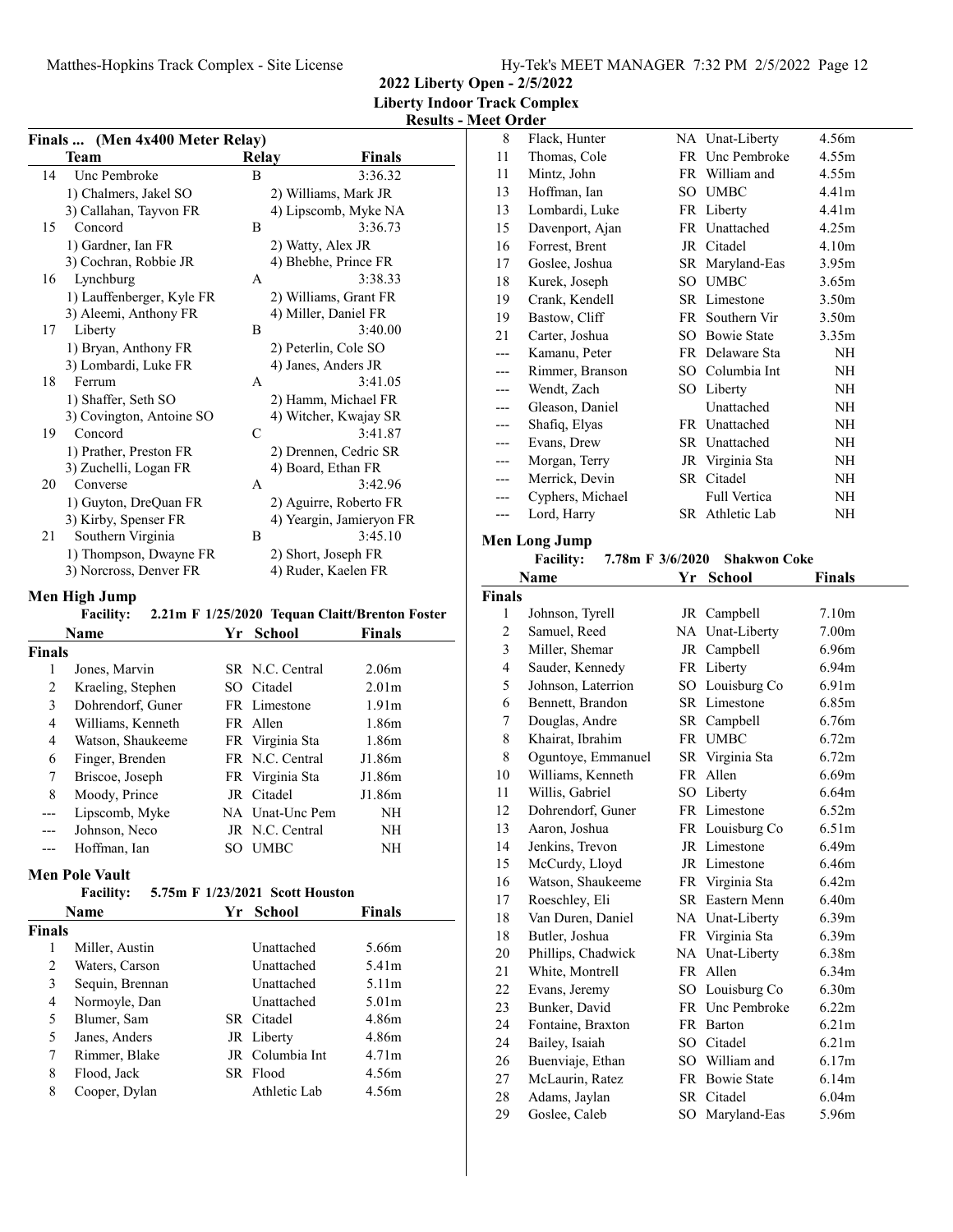2022 Liberty Open - 2/5/2022
Liberty Indoor Track Complex
Results - Meet Order

### Finals ... (Men 4x400 Meter Relay)

| | Team | Relay | Finals |
|---|---|---|---|
| 14 | Unc Pembroke | B | 3:36.32 |
| | 1) Chalmers, Jakel SO | 2) Williams, Mark JR | |
| | 3) Callahan, Tayvon FR | 4) Lipscomb, Myke NA | |
| 15 | Concord | B | 3:36.73 |
| | 1) Gardner, Ian FR | 2) Watty, Alex JR | |
| | 3) Cochran, Robbie JR | 4) Bhebhe, Prince FR | |
| 16 | Lynchburg | A | 3:38.33 |
| | 1) Lauffenberger, Kyle FR | 2) Williams, Grant FR | |
| | 3) Aleemi, Anthony FR | 4) Miller, Daniel FR | |
| 17 | Liberty | B | 3:40.00 |
| | 1) Bryan, Anthony FR | 2) Peterlin, Cole SO | |
| | 3) Lombardi, Luke FR | 4) Janes, Anders JR | |
| 18 | Ferrum | A | 3:41.05 |
| | 1) Shaffer, Seth SO | 2) Hamm, Michael FR | |
| | 3) Covington, Antoine SO | 4) Witcher, Kwajay SR | |
| 19 | Concord | C | 3:41.87 |
| | 1) Prather, Preston FR | 2) Drennen, Cedric SR | |
| | 3) Zuchelli, Logan FR | 4) Board, Ethan FR | |
| 20 | Converse | A | 3:42.96 |
| | 1) Guyton, DreQuan FR | 2) Aguirre, Roberto FR | |
| | 3) Kirby, Spenser FR | 4) Yeargin, Jamieryon FR | |
| 21 | Southern Virginia | B | 3:45.10 |
| | 1) Thompson, Dwayne FR | 2) Short, Joseph FR | |
| | 3) Norcross, Denver FR | 4) Ruder, Kaelen FR | |

### Men High Jump

**Facility:** 2.21m F 1/25/2020 Tequan Claitt/Brenton Foster

| | Name | Yr | School | Finals |
|---|---|---|---|---|
| **Finals** | | | | |
| 1 | Jones, Marvin | SR | N.C. Central | 2.06m |
| 2 | Kraeling, Stephen | SO | Citadel | 2.01m |
| 3 | Dohrendorf, Guner | FR | Limestone | 1.91m |
| 4 | Williams, Kenneth | FR | Allen | 1.86m |
| 4 | Watson, Shaukeeme | FR | Virginia Sta | 1.86m |
| 6 | Finger, Brenden | FR | N.C. Central | J1.86m |
| 7 | Briscoe, Joseph | FR | Virginia Sta | J1.86m |
| 8 | Moody, Prince | JR | Citadel | J1.86m |
| --- | Lipscomb, Myke | NA | Unat-Unc Pem | NH |
| --- | Johnson, Neco | JR | N.C. Central | NH |
| --- | Hoffman, Ian | SO | UMBC | NH |

### Men Pole Vault

**Facility:** 5.75m F 1/23/2021 Scott Houston

| | Name | Yr | School | Finals |
|---|---|---|---|---|
| **Finals** | | | | |
| 1 | Miller, Austin | | Unattached | 5.66m |
| 2 | Waters, Carson | | Unattached | 5.41m |
| 3 | Sequin, Brennan | | Unattached | 5.11m |
| 4 | Normoyle, Dan | | Unattached | 5.01m |
| 5 | Blumer, Sam | SR | Citadel | 4.86m |
| 5 | Janes, Anders | JR | Liberty | 4.86m |
| 7 | Rimmer, Blake | JR | Columbia Int | 4.71m |
| 8 | Flood, Jack | SR | Flood | 4.56m |
| 8 | Cooper, Dylan | | Athletic Lab | 4.56m |
| 8 | Flack, Hunter | NA | Unat-Liberty | 4.56m |
| 11 | Thomas, Cole | FR | Unc Pembroke | 4.55m |
| 11 | Mintz, John | FR | William and | 4.55m |
| 13 | Hoffman, Ian | SO | UMBC | 4.41m |
| 13 | Lombardi, Luke | FR | Liberty | 4.41m |
| 15 | Davenport, Ajan | FR | Unattached | 4.25m |
| 16 | Forrest, Brent | JR | Citadel | 4.10m |
| 17 | Goslee, Joshua | SR | Maryland-Eas | 3.95m |
| 18 | Kurek, Joseph | SO | UMBC | 3.65m |
| 19 | Crank, Kendell | SR | Limestone | 3.50m |
| 19 | Bastow, Cliff | FR | Southern Vir | 3.50m |
| 21 | Carter, Joshua | SO | Bowie State | 3.35m |
| --- | Kamanu, Peter | FR | Delaware Sta | NH |
| --- | Rimmer, Branson | SO | Columbia Int | NH |
| --- | Wendt, Zach | SO | Liberty | NH |
| --- | Gleason, Daniel | | Unattached | NH |
| --- | Shafiq, Elyas | FR | Unattached | NH |
| --- | Evans, Drew | SR | Unattached | NH |
| --- | Morgan, Terry | JR | Virginia Sta | NH |
| --- | Merrick, Devin | SR | Citadel | NH |
| --- | Cyphers, Michael | | Full Vertica | NH |
| --- | Lord, Harry | SR | Athletic Lab | NH |

### Men Long Jump

**Facility:** 7.78m F 3/6/2020 Shakwon Coke

| | Name | Yr | School | Finals |
|---|---|---|---|---|
| **Finals** | | | | |
| 1 | Johnson, Tyrell | JR | Campbell | 7.10m |
| 2 | Samuel, Reed | NA | Unat-Liberty | 7.00m |
| 3 | Miller, Shemar | JR | Campbell | 6.96m |
| 4 | Sauder, Kennedy | FR | Liberty | 6.94m |
| 5 | Johnson, Laterrion | SO | Louisburg Co | 6.91m |
| 6 | Bennett, Brandon | SR | Limestone | 6.85m |
| 7 | Douglas, Andre | SR | Campbell | 6.76m |
| 8 | Khairat, Ibrahim | FR | UMBC | 6.72m |
| 8 | Oguntoye, Emmanuel | SR | Virginia Sta | 6.72m |
| 10 | Williams, Kenneth | FR | Allen | 6.69m |
| 11 | Willis, Gabriel | SO | Liberty | 6.64m |
| 12 | Dohrendorf, Guner | FR | Limestone | 6.52m |
| 13 | Aaron, Joshua | FR | Louisburg Co | 6.51m |
| 14 | Jenkins, Trevon | JR | Limestone | 6.49m |
| 15 | McCurdy, Lloyd | JR | Limestone | 6.46m |
| 16 | Watson, Shaukeeme | FR | Virginia Sta | 6.42m |
| 17 | Roeschley, Eli | SR | Eastern Menn | 6.40m |
| 18 | Van Duren, Daniel | NA | Unat-Liberty | 6.39m |
| 18 | Butler, Joshua | FR | Virginia Sta | 6.39m |
| 20 | Phillips, Chadwick | NA | Unat-Liberty | 6.38m |
| 21 | White, Montrell | FR | Allen | 6.34m |
| 22 | Evans, Jeremy | SO | Louisburg Co | 6.30m |
| 23 | Bunker, David | FR | Unc Pembroke | 6.22m |
| 24 | Fontaine, Braxton | FR | Barton | 6.21m |
| 24 | Bailey, Isaiah | SO | Citadel | 6.21m |
| 26 | Buenviaje, Ethan | SO | William and | 6.17m |
| 27 | McLaurin, Ratez | FR | Bowie State | 6.14m |
| 28 | Adams, Jaylan | SR | Citadel | 6.04m |
| 29 | Goslee, Caleb | SO | Maryland-Eas | 5.96m |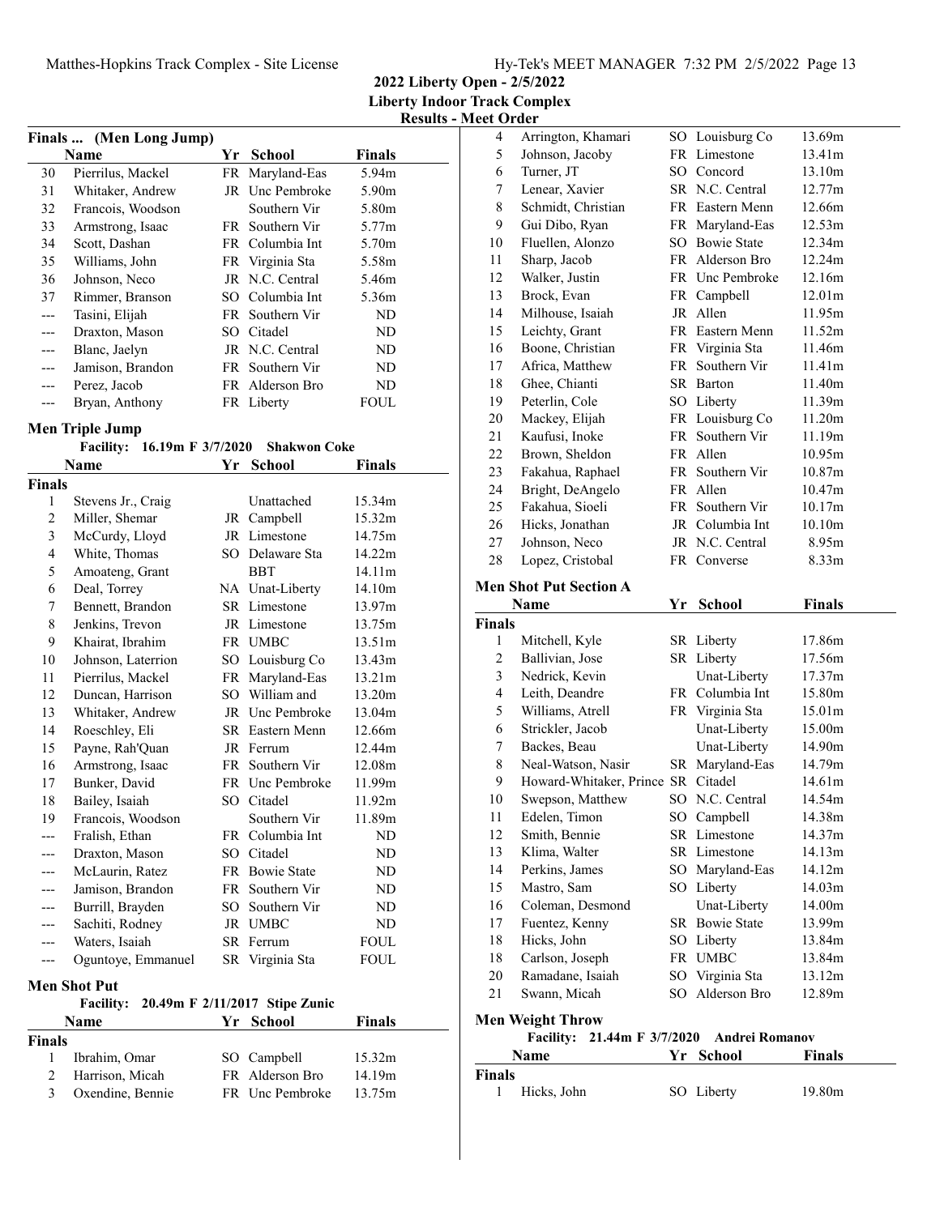**2022 Liberty Open - 2/5/2022**
**Liberty Indoor Track Complex**
**Results - Meet Order**

## Finals ... (Men Long Jump)

| | Name | Yr | School | Finals |
|---|---|---|---|---|
| 30 | Pierrilus, Mackel | FR | Maryland-Eas | 5.94m |
| 31 | Whitaker, Andrew | JR | Unc Pembroke | 5.90m |
| 32 | Francois, Woodson | | Southern Vir | 5.80m |
| 33 | Armstrong, Isaac | FR | Southern Vir | 5.77m |
| 34 | Scott, Dashan | FR | Columbia Int | 5.70m |
| 35 | Williams, John | FR | Virginia Sta | 5.58m |
| 36 | Johnson, Neco | JR | N.C. Central | 5.46m |
| 37 | Rimmer, Branson | SO | Columbia Int | 5.36m |
| --- | Tasini, Elijah | FR | Southern Vir | ND |
| --- | Draxton, Mason | SO | Citadel | ND |
| --- | Blanc, Jaelyn | JR | N.C. Central | ND |
| --- | Jamison, Brandon | FR | Southern Vir | ND |
| --- | Perez, Jacob | FR | Alderson Bro | ND |
| --- | Bryan, Anthony | FR | Liberty | FOUL |

## Men Triple Jump

Facility: 16.19m F 3/7/2020 Shakwon Coke

| | Name | Yr | School | Finals |
|---|---|---|---|---|
| **Finals** | | | | |
| 1 | Stevens Jr., Craig | | Unattached | 15.34m |
| 2 | Miller, Shemar | JR | Campbell | 15.32m |
| 3 | McCurdy, Lloyd | JR | Limestone | 14.75m |
| 4 | White, Thomas | SO | Delaware Sta | 14.22m |
| 5 | Amoateng, Grant | | BBT | 14.11m |
| 6 | Deal, Torrey | NA | Unat-Liberty | 14.10m |
| 7 | Bennett, Brandon | SR | Limestone | 13.97m |
| 8 | Jenkins, Trevon | JR | Limestone | 13.75m |
| 9 | Khairat, Ibrahim | FR | UMBC | 13.51m |
| 10 | Johnson, Laterrion | SO | Louisburg Co | 13.43m |
| 11 | Pierrilus, Mackel | FR | Maryland-Eas | 13.21m |
| 12 | Duncan, Harrison | SO | William and | 13.20m |
| 13 | Whitaker, Andrew | JR | Unc Pembroke | 13.04m |
| 14 | Roeschley, Eli | SR | Eastern Menn | 12.66m |
| 15 | Payne, Rah'Quan | JR | Ferrum | 12.44m |
| 16 | Armstrong, Isaac | FR | Southern Vir | 12.08m |
| 17 | Bunker, David | FR | Unc Pembroke | 11.99m |
| 18 | Bailey, Isaiah | SO | Citadel | 11.92m |
| 19 | Francois, Woodson | | Southern Vir | 11.89m |
| --- | Fralish, Ethan | FR | Columbia Int | ND |
| --- | Draxton, Mason | SO | Citadel | ND |
| --- | McLaurin, Ratez | FR | Bowie State | ND |
| --- | Jamison, Brandon | FR | Southern Vir | ND |
| --- | Burrill, Brayden | SO | Southern Vir | ND |
| --- | Sachiti, Rodney | JR | UMBC | ND |
| --- | Waters, Isaiah | SR | Ferrum | FOUL |
| --- | Oguntoye, Emmanuel | SR | Virginia Sta | FOUL |

## Men Shot Put

Facility: 20.49m F 2/11/2017 Stipe Zunic

| | Name | Yr | School | Finals |
|---|---|---|---|---|
| **Finals** | | | | |
| 1 | Ibrahim, Omar | SO | Campbell | 15.32m |
| 2 | Harrison, Micah | FR | Alderson Bro | 14.19m |
| 3 | Oxendine, Bennie | FR | Unc Pembroke | 13.75m |
| 4 | Arrington, Khamari | SO | Louisburg Co | 13.69m |
| 5 | Johnson, Jacoby | FR | Limestone | 13.41m |
| 6 | Turner, JT | SO | Concord | 13.10m |
| 7 | Lenear, Xavier | SR | N.C. Central | 12.77m |
| 8 | Schmidt, Christian | FR | Eastern Menn | 12.66m |
| 9 | Gui Dibo, Ryan | FR | Maryland-Eas | 12.53m |
| 10 | Fluellen, Alonzo | SO | Bowie State | 12.34m |
| 11 | Sharp, Jacob | FR | Alderson Bro | 12.24m |
| 12 | Walker, Justin | FR | Unc Pembroke | 12.16m |
| 13 | Brock, Evan | FR | Campbell | 12.01m |
| 14 | Milhouse, Isaiah | JR | Allen | 11.95m |
| 15 | Leichty, Grant | FR | Eastern Menn | 11.52m |
| 16 | Boone, Christian | FR | Virginia Sta | 11.46m |
| 17 | Africa, Matthew | FR | Southern Vir | 11.41m |
| 18 | Ghee, Chianti | SR | Barton | 11.40m |
| 19 | Peterlin, Cole | SO | Liberty | 11.39m |
| 20 | Mackey, Elijah | FR | Louisburg Co | 11.20m |
| 21 | Kaufusi, Inoke | FR | Southern Vir | 11.19m |
| 22 | Brown, Sheldon | FR | Allen | 10.95m |
| 23 | Fakahua, Raphael | FR | Southern Vir | 10.87m |
| 24 | Bright, DeAngelo | FR | Allen | 10.47m |
| 25 | Fakahua, Sioeli | FR | Southern Vir | 10.17m |
| 26 | Hicks, Jonathan | JR | Columbia Int | 10.10m |
| 27 | Johnson, Neco | JR | N.C. Central | 8.95m |
| 28 | Lopez, Cristobal | FR | Converse | 8.33m |

## Men Shot Put Section A

| | Name | Yr | School | Finals |
|---|---|---|---|---|
| **Finals** | | | | |
| 1 | Mitchell, Kyle | SR | Liberty | 17.86m |
| 2 | Ballivian, Jose | SR | Liberty | 17.56m |
| 3 | Nedrick, Kevin | | Unat-Liberty | 17.37m |
| 4 | Leith, Deandre | FR | Columbia Int | 15.80m |
| 5 | Williams, Atrell | FR | Virginia Sta | 15.01m |
| 6 | Strickler, Jacob | | Unat-Liberty | 15.00m |
| 7 | Backes, Beau | | Unat-Liberty | 14.90m |
| 8 | Neal-Watson, Nasir | SR | Maryland-Eas | 14.79m |
| 9 | Howard-Whitaker, Prince | SR | Citadel | 14.61m |
| 10 | Swepson, Matthew | SO | N.C. Central | 14.54m |
| 11 | Edelen, Timon | SO | Campbell | 14.38m |
| 12 | Smith, Bennie | SR | Limestone | 14.37m |
| 13 | Klima, Walter | SR | Limestone | 14.13m |
| 14 | Perkins, James | SO | Maryland-Eas | 14.12m |
| 15 | Mastro, Sam | SO | Liberty | 14.03m |
| 16 | Coleman, Desmond | | Unat-Liberty | 14.00m |
| 17 | Fuentez, Kenny | SR | Bowie State | 13.99m |
| 18 | Hicks, John | SO | Liberty | 13.84m |
| 18 | Carlson, Joseph | FR | UMBC | 13.84m |
| 20 | Ramadane, Isaiah | SO | Virginia Sta | 13.12m |
| 21 | Swann, Micah | SO | Alderson Bro | 12.89m |

## Men Weight Throw

Facility: 21.44m F 3/7/2020 Andrei Romanov

| | Name | Yr | School | Finals |
|---|---|---|---|---|
| **Finals** | | | | |
| 1 | Hicks, John | SO | Liberty | 19.80m |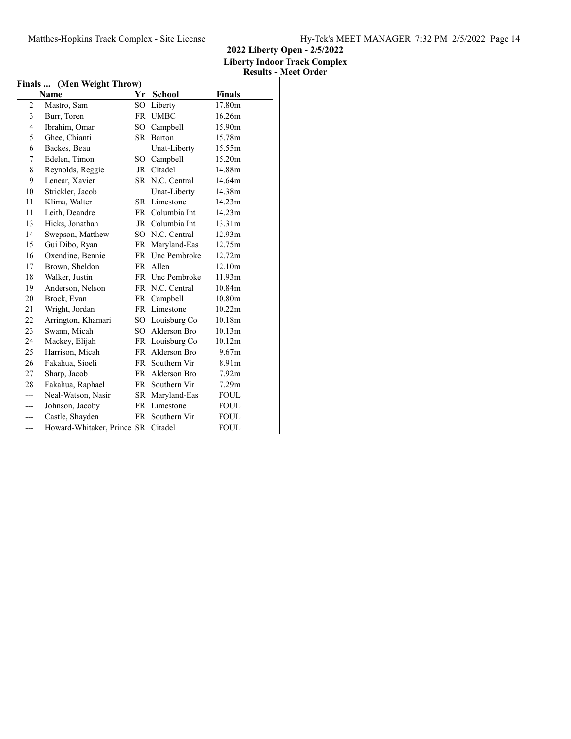## 2022 Liberty Open - 2/5/2022

**Liberty Indoor Track Complex**

**Results - Meet Order**

### Finals ... (Men Weight Throw)

| | Name | Yr | School | Finals |
|---|---|---|---|---|
| 2 | Mastro, Sam | SO | Liberty | 17.80m |
| 3 | Burr, Toren | FR | UMBC | 16.26m |
| 4 | Ibrahim, Omar | SO | Campbell | 15.90m |
| 5 | Ghee, Chianti | SR | Barton | 15.78m |
| 6 | Backes, Beau | | Unat-Liberty | 15.55m |
| 7 | Edelen, Timon | SO | Campbell | 15.20m |
| 8 | Reynolds, Reggie | JR | Citadel | 14.88m |
| 9 | Lenear, Xavier | SR | N.C. Central | 14.64m |
| 10 | Strickler, Jacob | | Unat-Liberty | 14.38m |
| 11 | Klima, Walter | SR | Limestone | 14.23m |
| 11 | Leith, Deandre | FR | Columbia Int | 14.23m |
| 13 | Hicks, Jonathan | JR | Columbia Int | 13.31m |
| 14 | Swepson, Matthew | SO | N.C. Central | 12.93m |
| 15 | Gui Dibo, Ryan | FR | Maryland-Eas | 12.75m |
| 16 | Oxendine, Bennie | FR | Unc Pembroke | 12.72m |
| 17 | Brown, Sheldon | FR | Allen | 12.10m |
| 18 | Walker, Justin | FR | Unc Pembroke | 11.93m |
| 19 | Anderson, Nelson | FR | N.C. Central | 10.84m |
| 20 | Brock, Evan | FR | Campbell | 10.80m |
| 21 | Wright, Jordan | FR | Limestone | 10.22m |
| 22 | Arrington, Khamari | SO | Louisburg Co | 10.18m |
| 23 | Swann, Micah | SO | Alderson Bro | 10.13m |
| 24 | Mackey, Elijah | FR | Louisburg Co | 10.12m |
| 25 | Harrison, Micah | FR | Alderson Bro | 9.67m |
| 26 | Fakahua, Sioeli | FR | Southern Vir | 8.91m |
| 27 | Sharp, Jacob | FR | Alderson Bro | 7.92m |
| 28 | Fakahua, Raphael | FR | Southern Vir | 7.29m |
| --- | Neal-Watson, Nasir | SR | Maryland-Eas | FOUL |
| --- | Johnson, Jacoby | FR | Limestone | FOUL |
| --- | Castle, Shayden | FR | Southern Vir | FOUL |
| --- | Howard-Whitaker, Prince | SR | Citadel | FOUL |